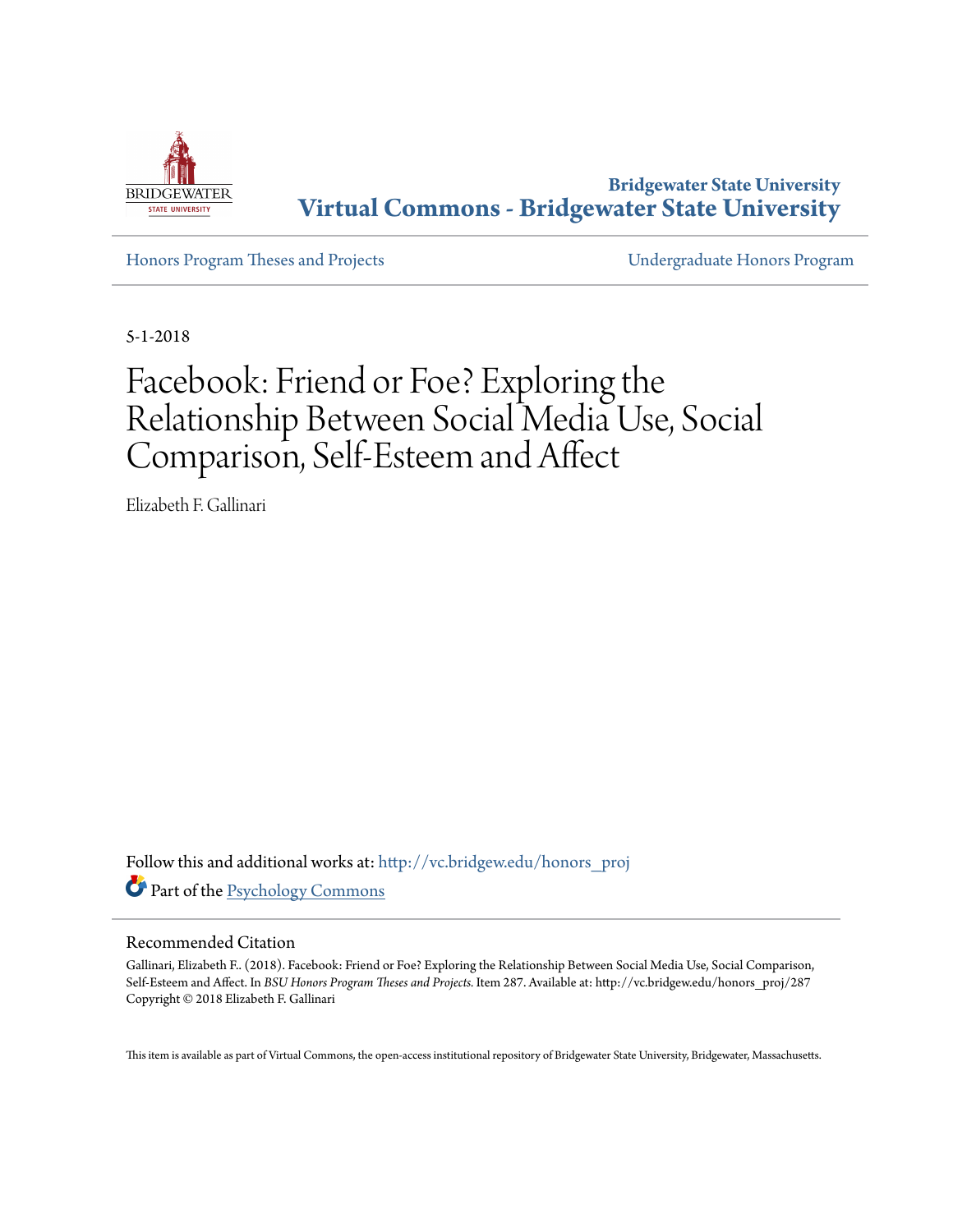Bridgewater State University

# Virtual Commons - Bridgewater State University

Honors Program Theses and Projects

Undergraduate Honors Program

5-1-2018

# Facebook: Friend or Foe? Exploring the Relationship Between Social Media Use, Social Comparison, Self-Esteem and Affect

Elizabeth F. Gallinari

Follow this and additional works at: http://vc.bridgew.edu/honors_proj

Part of the Psychology Commons

## Recommended Citation

Gallinari, Elizabeth F.. (2018). Facebook: Friend or Foe? Exploring the Relationship Between Social Media Use, Social Comparison, Self-Esteem and Affect. In *BSU Honors Program Theses and Projects.* Item 287. Available at: http://vc.bridgew.edu/honors_proj/287
Copyright © 2018 Elizabeth F. Gallinari

This item is available as part of Virtual Commons, the open-access institutional repository of Bridgewater State University, Bridgewater, Massachusetts.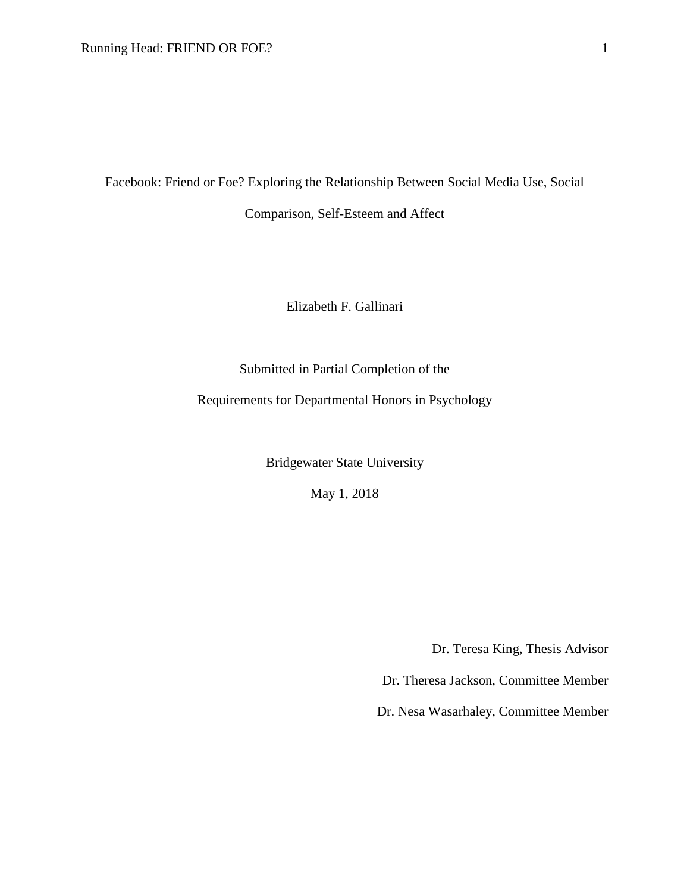Facebook: Friend or Foe? Exploring the Relationship Between Social Media Use, Social Comparison, Self-Esteem and Affect

Elizabeth F. Gallinari

Submitted in Partial Completion of the

Requirements for Departmental Honors in Psychology

Bridgewater State University

May 1, 2018

Dr. Teresa King, Thesis Advisor

Dr. Theresa Jackson, Committee Member

Dr. Nesa Wasarhaley, Committee Member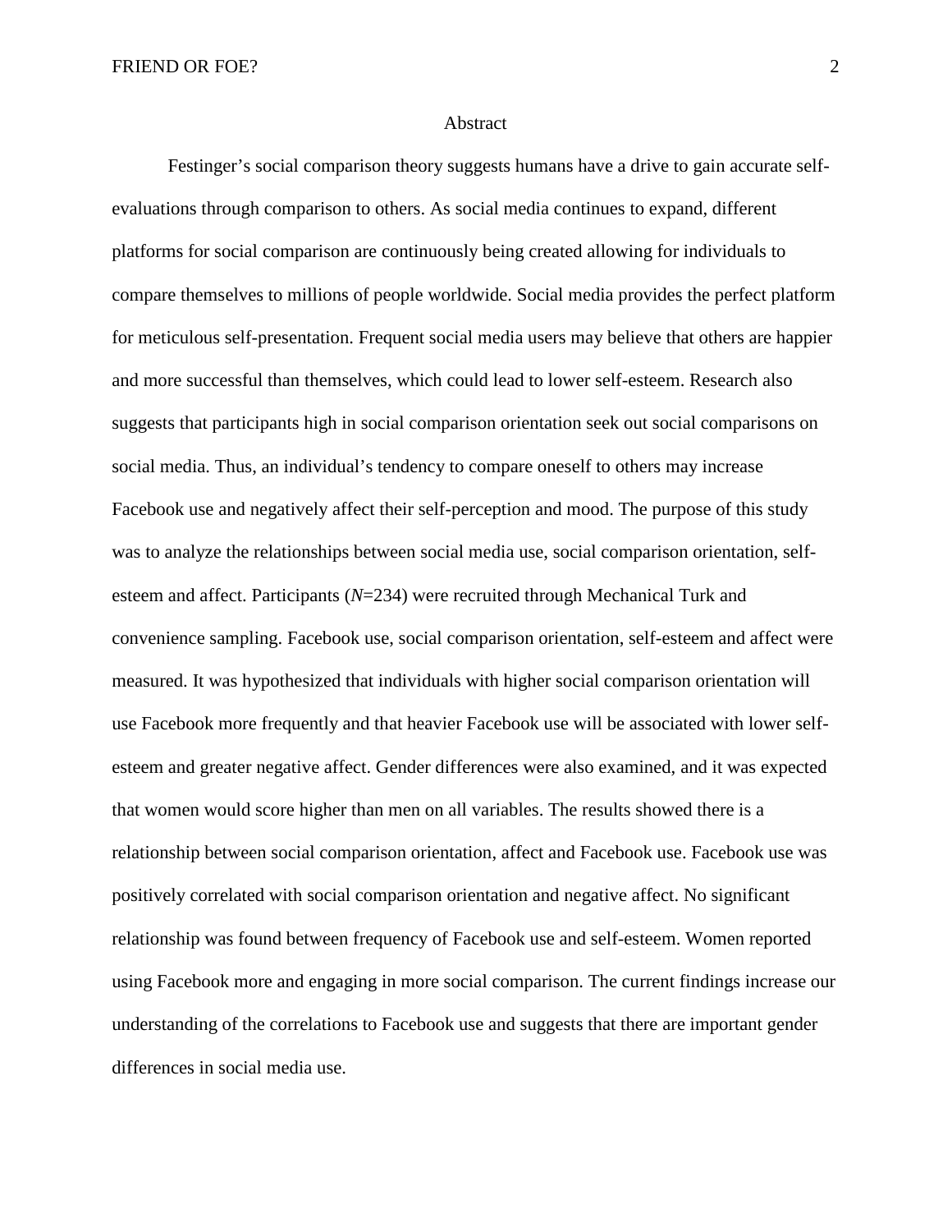## Abstract

Festinger's social comparison theory suggests humans have a drive to gain accurate self-evaluations through comparison to others. As social media continues to expand, different platforms for social comparison are continuously being created allowing for individuals to compare themselves to millions of people worldwide. Social media provides the perfect platform for meticulous self-presentation. Frequent social media users may believe that others are happier and more successful than themselves, which could lead to lower self-esteem. Research also suggests that participants high in social comparison orientation seek out social comparisons on social media. Thus, an individual's tendency to compare oneself to others may increase Facebook use and negatively affect their self-perception and mood. The purpose of this study was to analyze the relationships between social media use, social comparison orientation, self-esteem and affect. Participants ($N$=234) were recruited through Mechanical Turk and convenience sampling. Facebook use, social comparison orientation, self-esteem and affect were measured. It was hypothesized that individuals with higher social comparison orientation will use Facebook more frequently and that heavier Facebook use will be associated with lower self-esteem and greater negative affect. Gender differences were also examined, and it was expected that women would score higher than men on all variables. The results showed there is a relationship between social comparison orientation, affect and Facebook use. Facebook use was positively correlated with social comparison orientation and negative affect. No significant relationship was found between frequency of Facebook use and self-esteem. Women reported using Facebook more and engaging in more social comparison. The current findings increase our understanding of the correlations to Facebook use and suggests that there are important gender differences in social media use.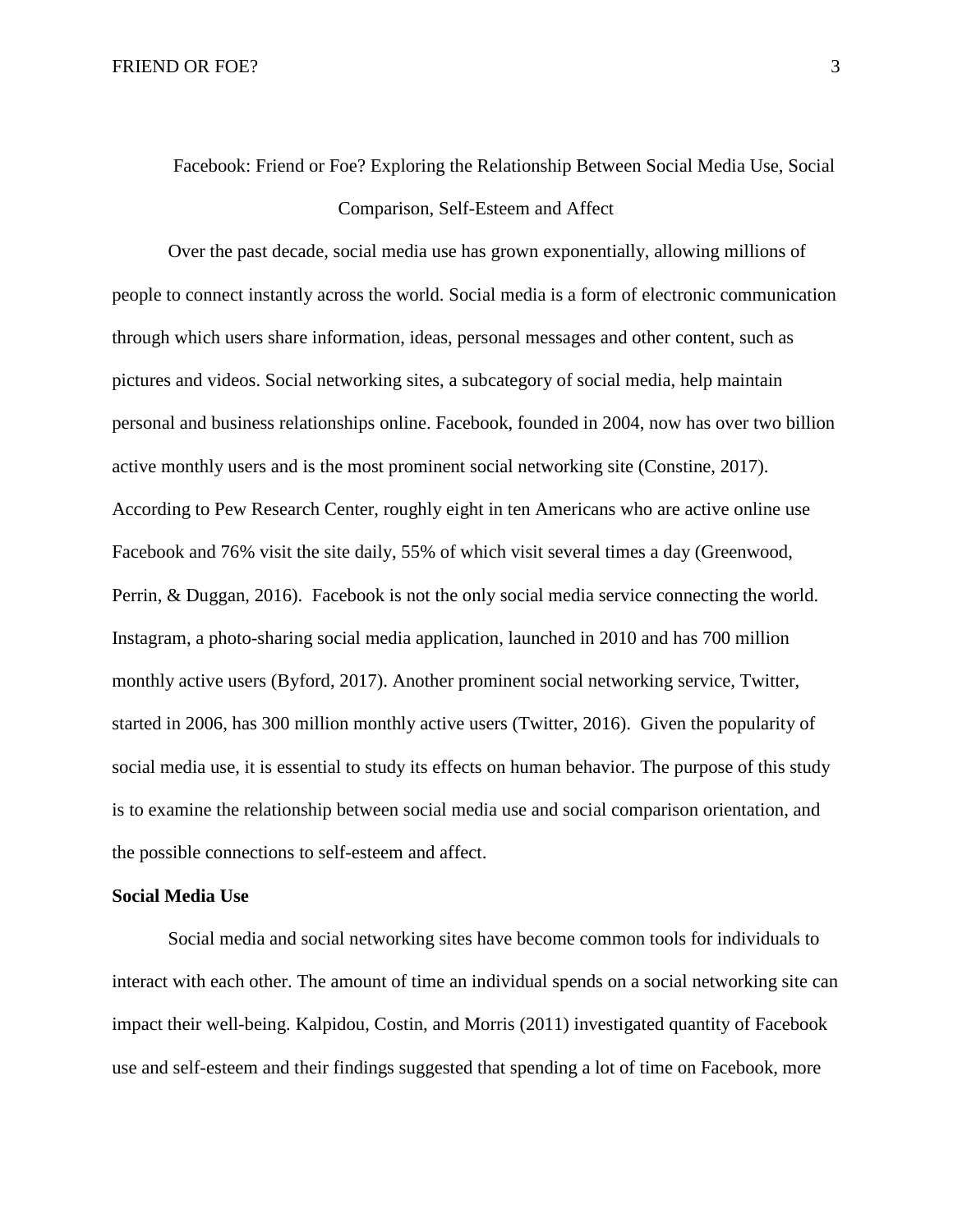# Facebook: Friend or Foe? Exploring the Relationship Between Social Media Use, Social Comparison, Self-Esteem and Affect

Over the past decade, social media use has grown exponentially, allowing millions of people to connect instantly across the world. Social media is a form of electronic communication through which users share information, ideas, personal messages and other content, such as pictures and videos. Social networking sites, a subcategory of social media, help maintain personal and business relationships online. Facebook, founded in 2004, now has over two billion active monthly users and is the most prominent social networking site (Constine, 2017). According to Pew Research Center, roughly eight in ten Americans who are active online use Facebook and 76% visit the site daily, 55% of which visit several times a day (Greenwood, Perrin, & Duggan, 2016). Facebook is not the only social media service connecting the world. Instagram, a photo-sharing social media application, launched in 2010 and has 700 million monthly active users (Byford, 2017). Another prominent social networking service, Twitter, started in 2006, has 300 million monthly active users (Twitter, 2016). Given the popularity of social media use, it is essential to study its effects on human behavior. The purpose of this study is to examine the relationship between social media use and social comparison orientation, and the possible connections to self-esteem and affect.

## Social Media Use

Social media and social networking sites have become common tools for individuals to interact with each other. The amount of time an individual spends on a social networking site can impact their well-being. Kalpidou, Costin, and Morris (2011) investigated quantity of Facebook use and self-esteem and their findings suggested that spending a lot of time on Facebook, more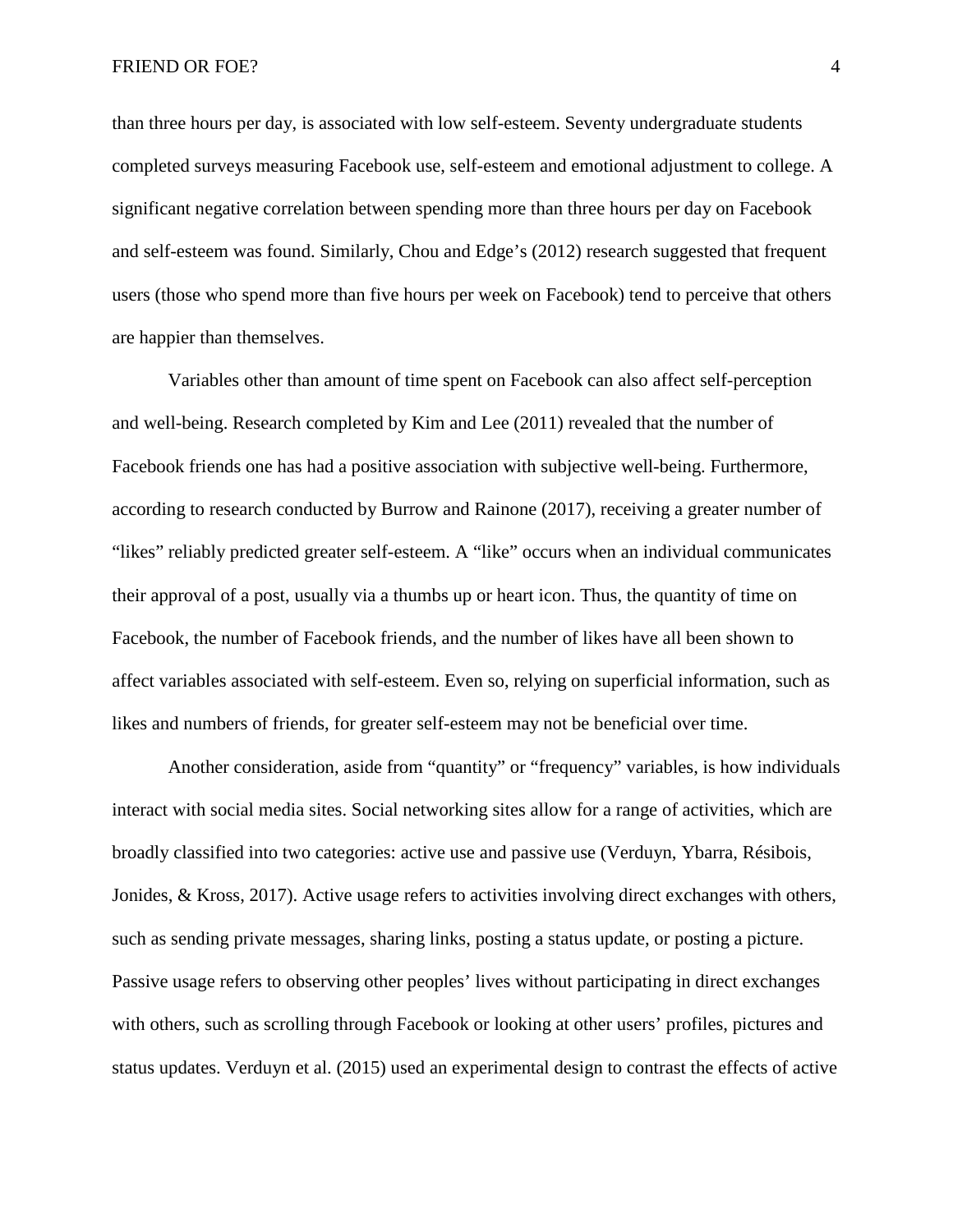than three hours per day, is associated with low self-esteem. Seventy undergraduate students completed surveys measuring Facebook use, self-esteem and emotional adjustment to college. A significant negative correlation between spending more than three hours per day on Facebook and self-esteem was found. Similarly, Chou and Edge's (2012) research suggested that frequent users (those who spend more than five hours per week on Facebook) tend to perceive that others are happier than themselves.

Variables other than amount of time spent on Facebook can also affect self-perception and well-being. Research completed by Kim and Lee (2011) revealed that the number of Facebook friends one has had a positive association with subjective well-being. Furthermore, according to research conducted by Burrow and Rainone (2017), receiving a greater number of "likes" reliably predicted greater self-esteem. A "like" occurs when an individual communicates their approval of a post, usually via a thumbs up or heart icon. Thus, the quantity of time on Facebook, the number of Facebook friends, and the number of likes have all been shown to affect variables associated with self-esteem. Even so, relying on superficial information, such as likes and numbers of friends, for greater self-esteem may not be beneficial over time.

Another consideration, aside from "quantity" or "frequency" variables, is how individuals interact with social media sites. Social networking sites allow for a range of activities, which are broadly classified into two categories: active use and passive use (Verduyn, Ybarra, Résibois, Jonides, & Kross, 2017). Active usage refers to activities involving direct exchanges with others, such as sending private messages, sharing links, posting a status update, or posting a picture. Passive usage refers to observing other peoples' lives without participating in direct exchanges with others, such as scrolling through Facebook or looking at other users' profiles, pictures and status updates. Verduyn et al. (2015) used an experimental design to contrast the effects of active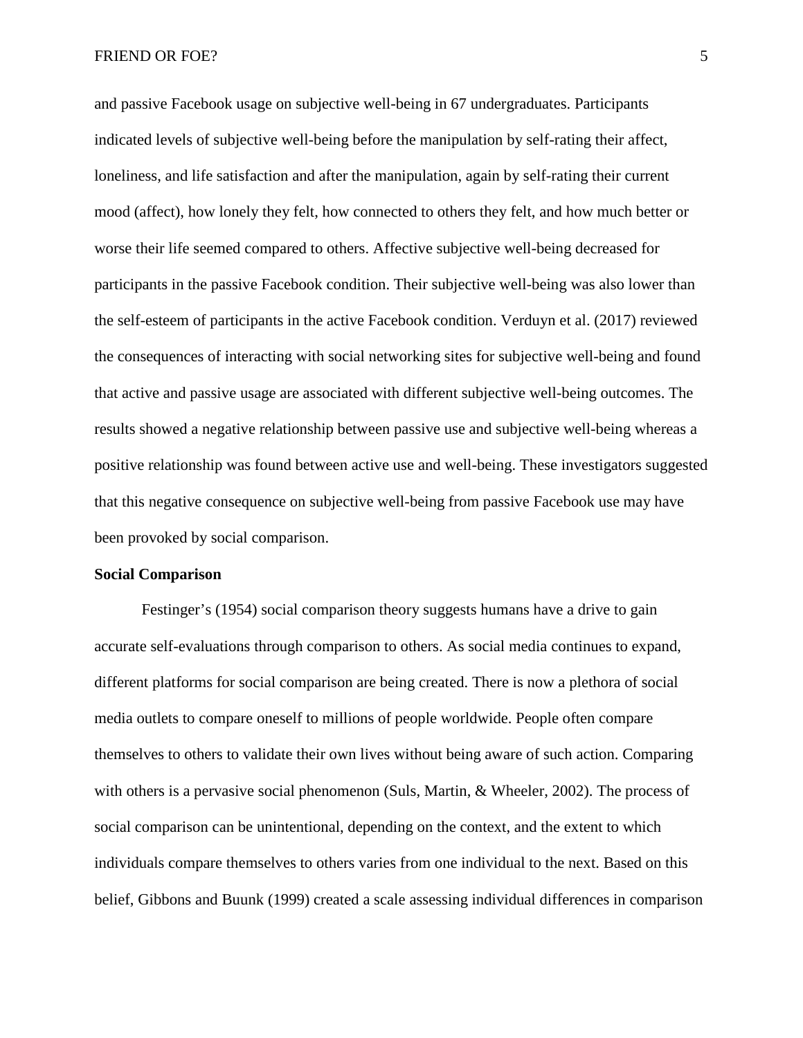and passive Facebook usage on subjective well-being in 67 undergraduates. Participants indicated levels of subjective well-being before the manipulation by self-rating their affect, loneliness, and life satisfaction and after the manipulation, again by self-rating their current mood (affect), how lonely they felt, how connected to others they felt, and how much better or worse their life seemed compared to others. Affective subjective well-being decreased for participants in the passive Facebook condition. Their subjective well-being was also lower than the self-esteem of participants in the active Facebook condition. Verduyn et al. (2017) reviewed the consequences of interacting with social networking sites for subjective well-being and found that active and passive usage are associated with different subjective well-being outcomes. The results showed a negative relationship between passive use and subjective well-being whereas a positive relationship was found between active use and well-being. These investigators suggested that this negative consequence on subjective well-being from passive Facebook use may have been provoked by social comparison.

## Social Comparison

Festinger's (1954) social comparison theory suggests humans have a drive to gain accurate self-evaluations through comparison to others. As social media continues to expand, different platforms for social comparison are being created. There is now a plethora of social media outlets to compare oneself to millions of people worldwide. People often compare themselves to others to validate their own lives without being aware of such action. Comparing with others is a pervasive social phenomenon (Suls, Martin, & Wheeler, 2002). The process of social comparison can be unintentional, depending on the context, and the extent to which individuals compare themselves to others varies from one individual to the next. Based on this belief, Gibbons and Buunk (1999) created a scale assessing individual differences in comparison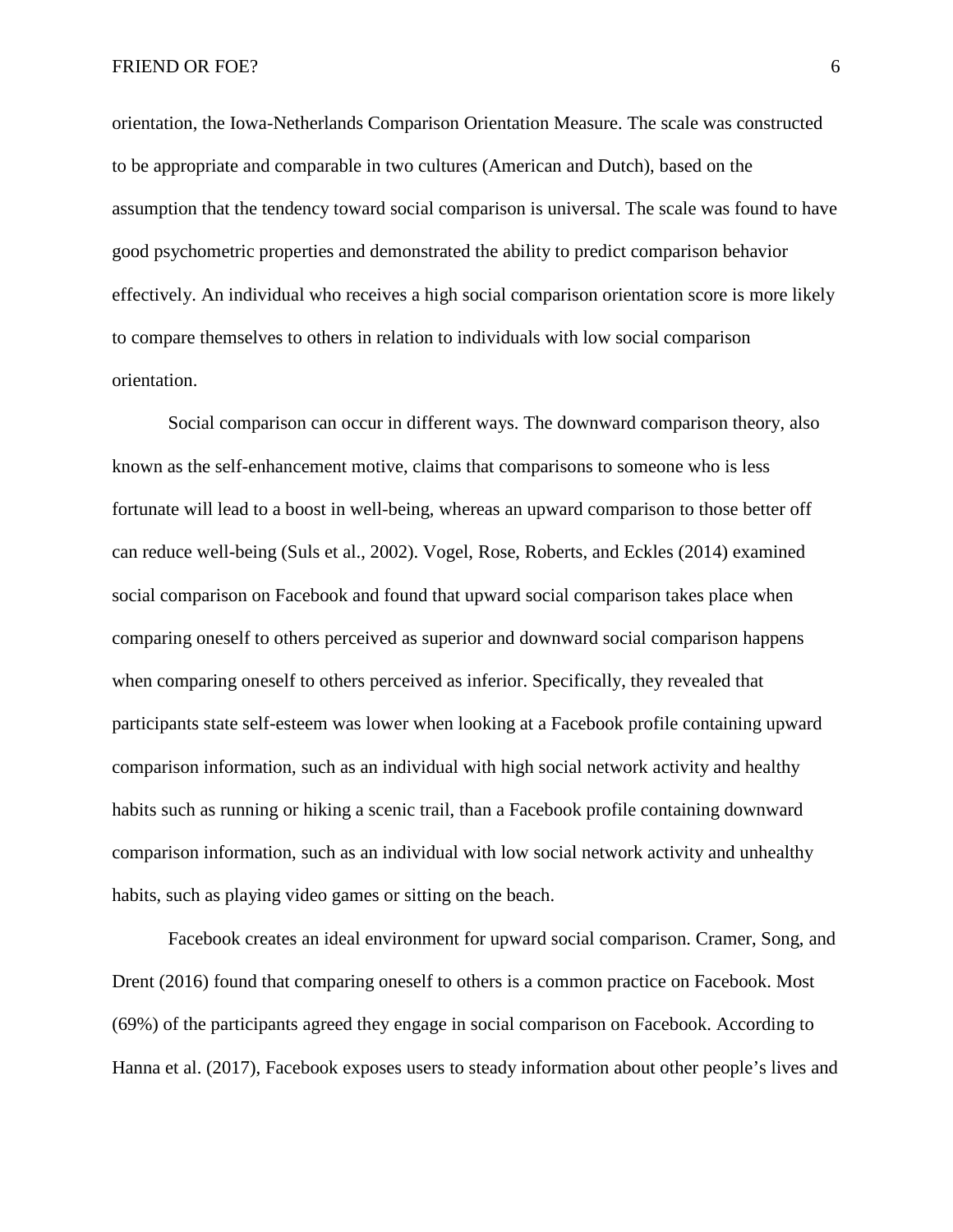orientation, the Iowa-Netherlands Comparison Orientation Measure. The scale was constructed to be appropriate and comparable in two cultures (American and Dutch), based on the assumption that the tendency toward social comparison is universal. The scale was found to have good psychometric properties and demonstrated the ability to predict comparison behavior effectively. An individual who receives a high social comparison orientation score is more likely to compare themselves to others in relation to individuals with low social comparison orientation.

Social comparison can occur in different ways. The downward comparison theory, also known as the self-enhancement motive, claims that comparisons to someone who is less fortunate will lead to a boost in well-being, whereas an upward comparison to those better off can reduce well-being (Suls et al., 2002). Vogel, Rose, Roberts, and Eckles (2014) examined social comparison on Facebook and found that upward social comparison takes place when comparing oneself to others perceived as superior and downward social comparison happens when comparing oneself to others perceived as inferior. Specifically, they revealed that participants state self-esteem was lower when looking at a Facebook profile containing upward comparison information, such as an individual with high social network activity and healthy habits such as running or hiking a scenic trail, than a Facebook profile containing downward comparison information, such as an individual with low social network activity and unhealthy habits, such as playing video games or sitting on the beach.

Facebook creates an ideal environment for upward social comparison. Cramer, Song, and Drent (2016) found that comparing oneself to others is a common practice on Facebook. Most (69%) of the participants agreed they engage in social comparison on Facebook. According to Hanna et al. (2017), Facebook exposes users to steady information about other people's lives and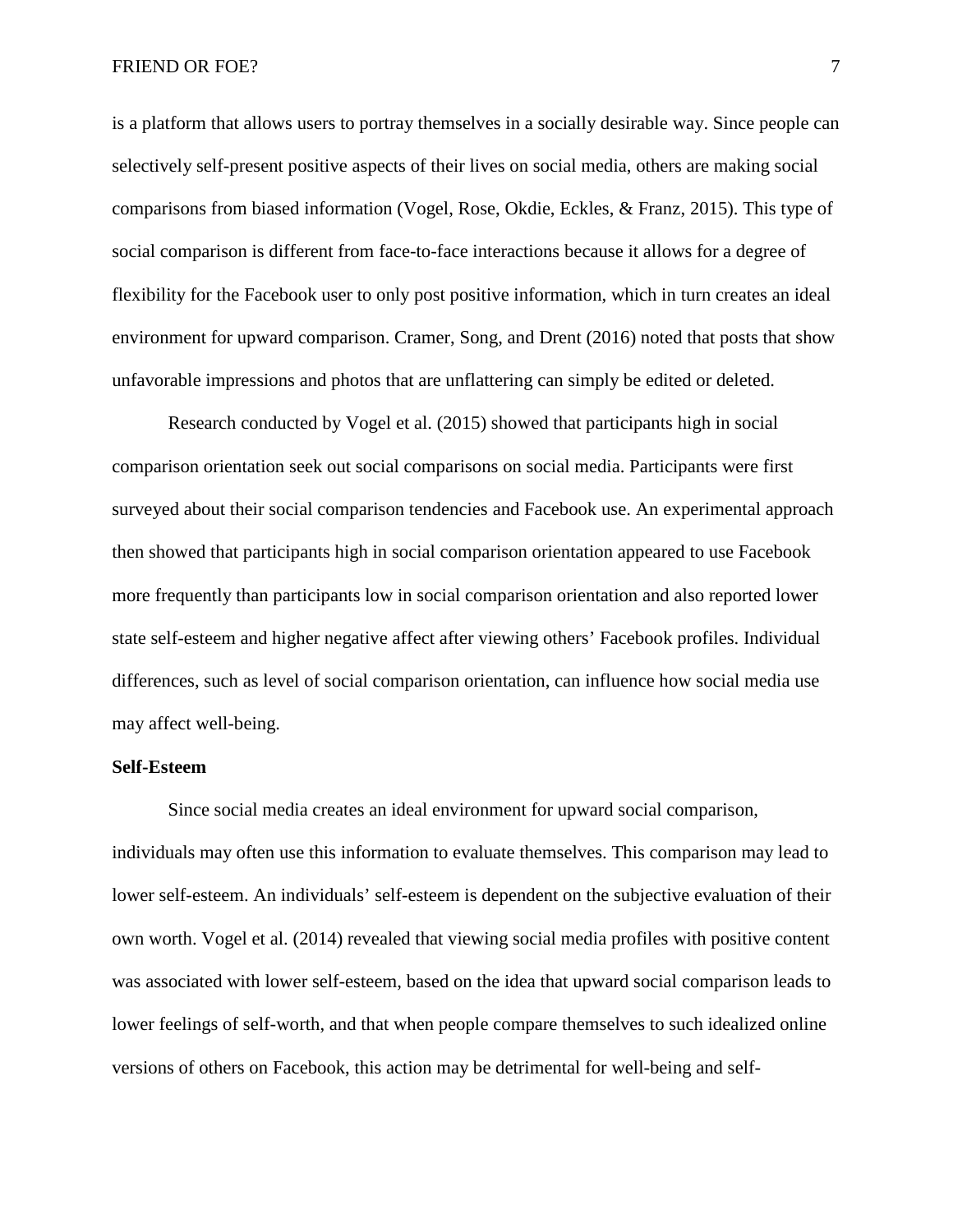is a platform that allows users to portray themselves in a socially desirable way. Since people can selectively self-present positive aspects of their lives on social media, others are making social comparisons from biased information (Vogel, Rose, Okdie, Eckles, & Franz, 2015). This type of social comparison is different from face-to-face interactions because it allows for a degree of flexibility for the Facebook user to only post positive information, which in turn creates an ideal environment for upward comparison. Cramer, Song, and Drent (2016) noted that posts that show unfavorable impressions and photos that are unflattering can simply be edited or deleted.

Research conducted by Vogel et al. (2015) showed that participants high in social comparison orientation seek out social comparisons on social media. Participants were first surveyed about their social comparison tendencies and Facebook use. An experimental approach then showed that participants high in social comparison orientation appeared to use Facebook more frequently than participants low in social comparison orientation and also reported lower state self-esteem and higher negative affect after viewing others' Facebook profiles. Individual differences, such as level of social comparison orientation, can influence how social media use may affect well-being.

**Self-Esteem**

Since social media creates an ideal environment for upward social comparison, individuals may often use this information to evaluate themselves. This comparison may lead to lower self-esteem. An individuals' self-esteem is dependent on the subjective evaluation of their own worth. Vogel et al. (2014) revealed that viewing social media profiles with positive content was associated with lower self-esteem, based on the idea that upward social comparison leads to lower feelings of self-worth, and that when people compare themselves to such idealized online versions of others on Facebook, this action may be detrimental for well-being and self-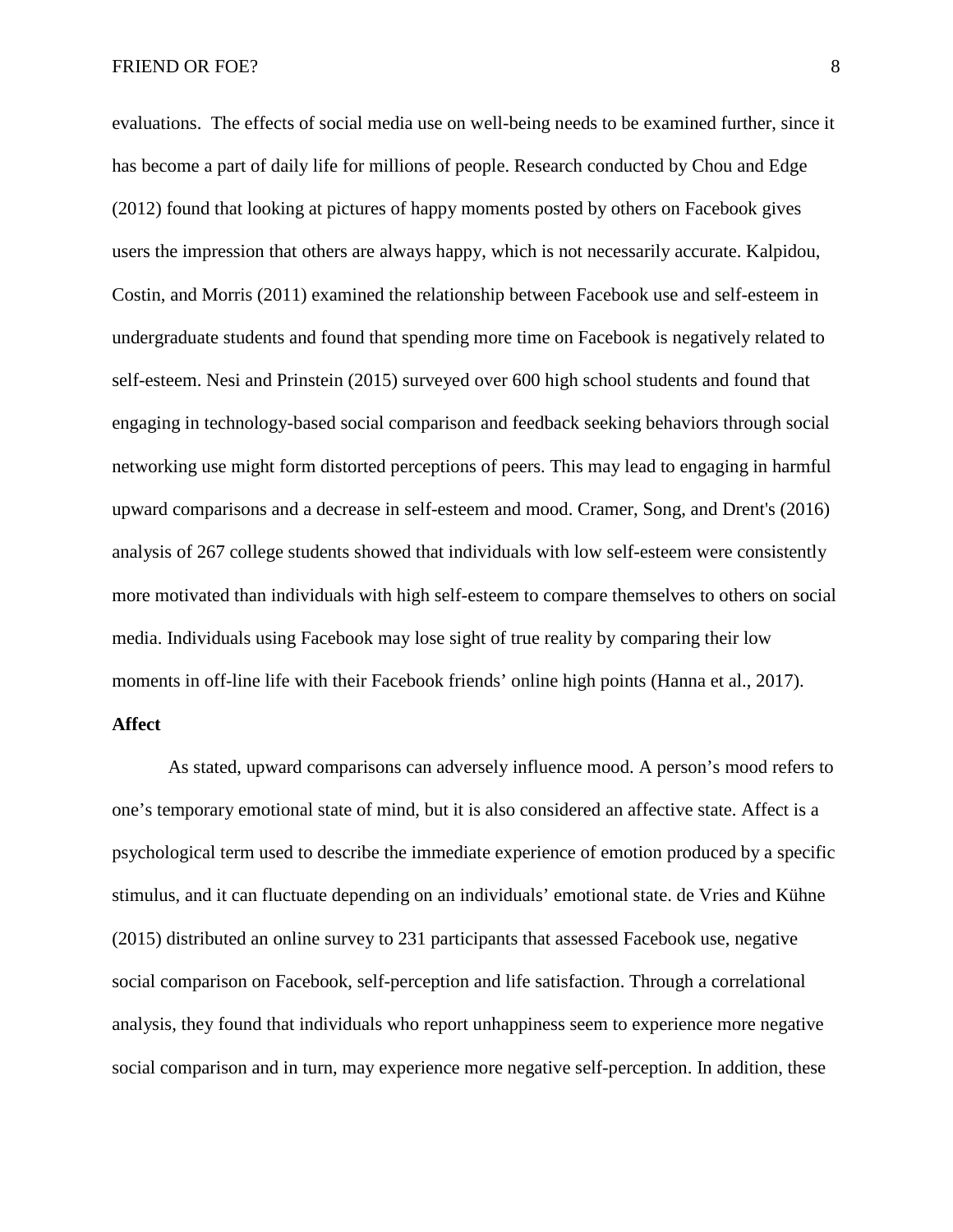evaluations. The effects of social media use on well-being needs to be examined further, since it has become a part of daily life for millions of people. Research conducted by Chou and Edge (2012) found that looking at pictures of happy moments posted by others on Facebook gives users the impression that others are always happy, which is not necessarily accurate. Kalpidou, Costin, and Morris (2011) examined the relationship between Facebook use and self-esteem in undergraduate students and found that spending more time on Facebook is negatively related to self-esteem. Nesi and Prinstein (2015) surveyed over 600 high school students and found that engaging in technology-based social comparison and feedback seeking behaviors through social networking use might form distorted perceptions of peers. This may lead to engaging in harmful upward comparisons and a decrease in self-esteem and mood. Cramer, Song, and Drent's (2016) analysis of 267 college students showed that individuals with low self-esteem were consistently more motivated than individuals with high self-esteem to compare themselves to others on social media. Individuals using Facebook may lose sight of true reality by comparing their low moments in off-line life with their Facebook friends' online high points (Hanna et al., 2017).

## Affect

As stated, upward comparisons can adversely influence mood. A person's mood refers to one's temporary emotional state of mind, but it is also considered an affective state. Affect is a psychological term used to describe the immediate experience of emotion produced by a specific stimulus, and it can fluctuate depending on an individuals' emotional state. de Vries and Kühne (2015) distributed an online survey to 231 participants that assessed Facebook use, negative social comparison on Facebook, self-perception and life satisfaction. Through a correlational analysis, they found that individuals who report unhappiness seem to experience more negative social comparison and in turn, may experience more negative self-perception. In addition, these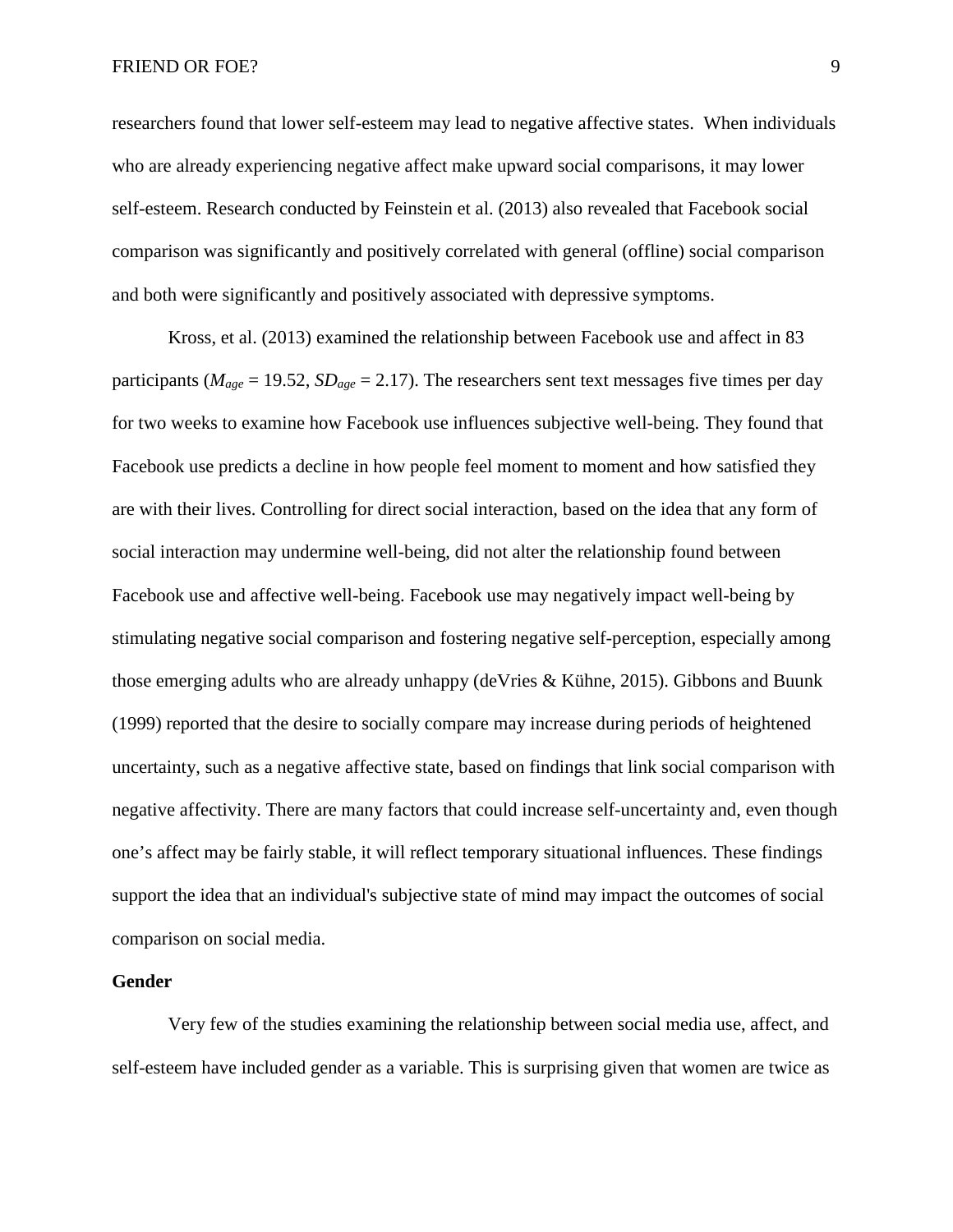researchers found that lower self-esteem may lead to negative affective states. When individuals who are already experiencing negative affect make upward social comparisons, it may lower self-esteem. Research conducted by Feinstein et al. (2013) also revealed that Facebook social comparison was significantly and positively correlated with general (offline) social comparison and both were significantly and positively associated with depressive symptoms.

Kross, et al. (2013) examined the relationship between Facebook use and affect in 83 participants ($M_{age}$ = 19.52, $SD_{age}$ = 2.17). The researchers sent text messages five times per day for two weeks to examine how Facebook use influences subjective well-being. They found that Facebook use predicts a decline in how people feel moment to moment and how satisfied they are with their lives. Controlling for direct social interaction, based on the idea that any form of social interaction may undermine well-being, did not alter the relationship found between Facebook use and affective well-being. Facebook use may negatively impact well-being by stimulating negative social comparison and fostering negative self-perception, especially among those emerging adults who are already unhappy (deVries & Kühne, 2015). Gibbons and Buunk (1999) reported that the desire to socially compare may increase during periods of heightened uncertainty, such as a negative affective state, based on findings that link social comparison with negative affectivity. There are many factors that could increase self-uncertainty and, even though one's affect may be fairly stable, it will reflect temporary situational influences. These findings support the idea that an individual's subjective state of mind may impact the outcomes of social comparison on social media.

**Gender**

Very few of the studies examining the relationship between social media use, affect, and self-esteem have included gender as a variable. This is surprising given that women are twice as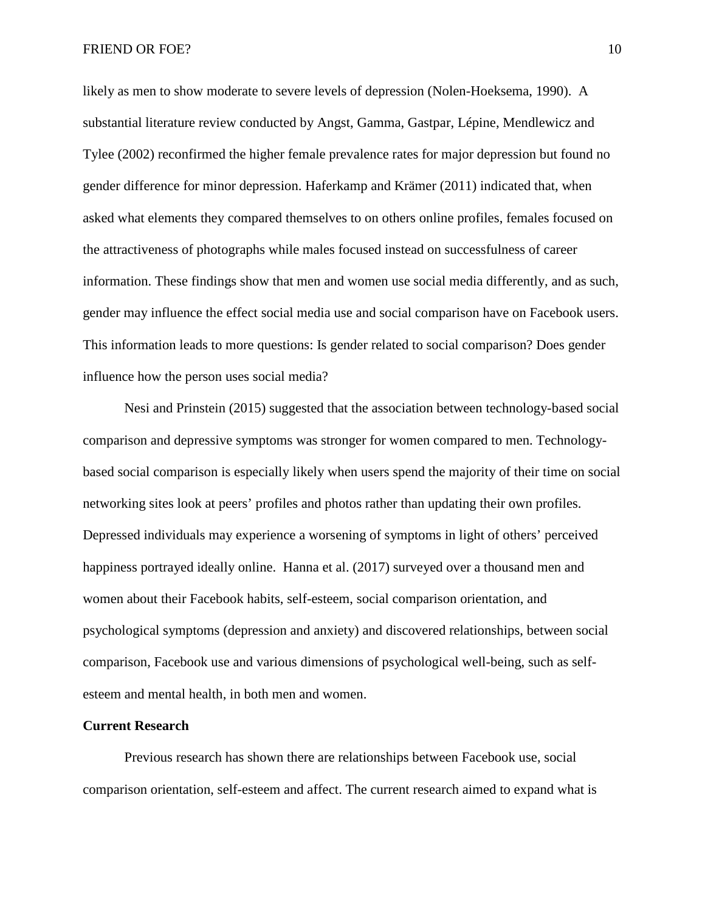likely as men to show moderate to severe levels of depression (Nolen-Hoeksema, 1990). A substantial literature review conducted by Angst, Gamma, Gastpar, Lépine, Mendlewicz and Tylee (2002) reconfirmed the higher female prevalence rates for major depression but found no gender difference for minor depression. Haferkamp and Krämer (2011) indicated that, when asked what elements they compared themselves to on others online profiles, females focused on the attractiveness of photographs while males focused instead on successfulness of career information. These findings show that men and women use social media differently, and as such, gender may influence the effect social media use and social comparison have on Facebook users. This information leads to more questions: Is gender related to social comparison? Does gender influence how the person uses social media?

Nesi and Prinstein (2015) suggested that the association between technology-based social comparison and depressive symptoms was stronger for women compared to men. Technology-based social comparison is especially likely when users spend the majority of their time on social networking sites look at peers' profiles and photos rather than updating their own profiles. Depressed individuals may experience a worsening of symptoms in light of others' perceived happiness portrayed ideally online. Hanna et al. (2017) surveyed over a thousand men and women about their Facebook habits, self-esteem, social comparison orientation, and psychological symptoms (depression and anxiety) and discovered relationships, between social comparison, Facebook use and various dimensions of psychological well-being, such as self-esteem and mental health, in both men and women.

## Current Research

Previous research has shown there are relationships between Facebook use, social comparison orientation, self-esteem and affect. The current research aimed to expand what is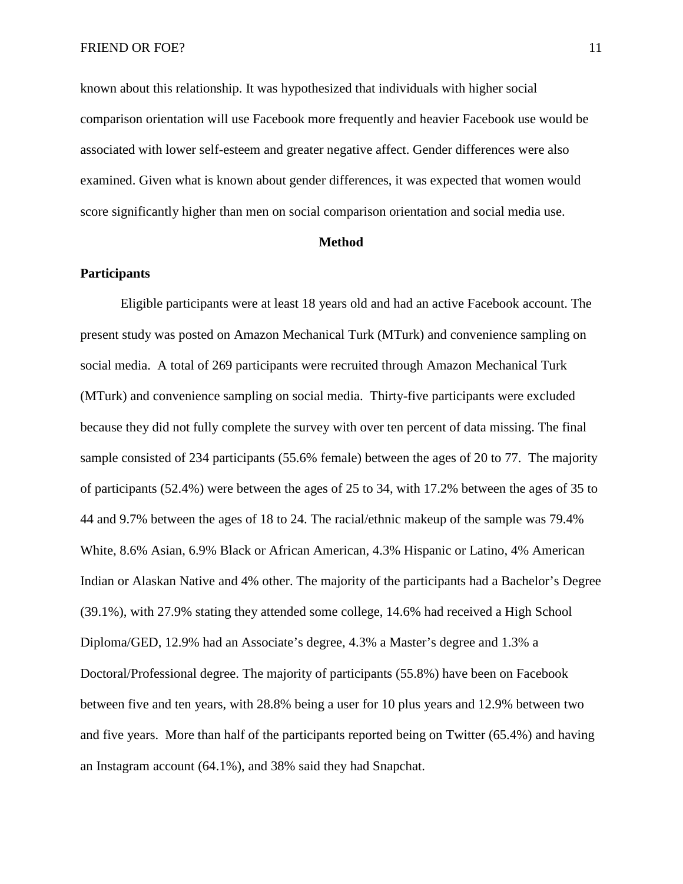known about this relationship. It was hypothesized that individuals with higher social comparison orientation will use Facebook more frequently and heavier Facebook use would be associated with lower self-esteem and greater negative affect. Gender differences were also examined. Given what is known about gender differences, it was expected that women would score significantly higher than men on social comparison orientation and social media use.

# Method

## Participants

Eligible participants were at least 18 years old and had an active Facebook account. The present study was posted on Amazon Mechanical Turk (MTurk) and convenience sampling on social media. A total of 269 participants were recruited through Amazon Mechanical Turk (MTurk) and convenience sampling on social media. Thirty-five participants were excluded because they did not fully complete the survey with over ten percent of data missing. The final sample consisted of 234 participants (55.6% female) between the ages of 20 to 77. The majority of participants (52.4%) were between the ages of 25 to 34, with 17.2% between the ages of 35 to 44 and 9.7% between the ages of 18 to 24. The racial/ethnic makeup of the sample was 79.4% White, 8.6% Asian, 6.9% Black or African American, 4.3% Hispanic or Latino, 4% American Indian or Alaskan Native and 4% other. The majority of the participants had a Bachelor's Degree (39.1%), with 27.9% stating they attended some college, 14.6% had received a High School Diploma/GED, 12.9% had an Associate's degree, 4.3% a Master's degree and 1.3% a Doctoral/Professional degree. The majority of participants (55.8%) have been on Facebook between five and ten years, with 28.8% being a user for 10 plus years and 12.9% between two and five years. More than half of the participants reported being on Twitter (65.4%) and having an Instagram account (64.1%), and 38% said they had Snapchat.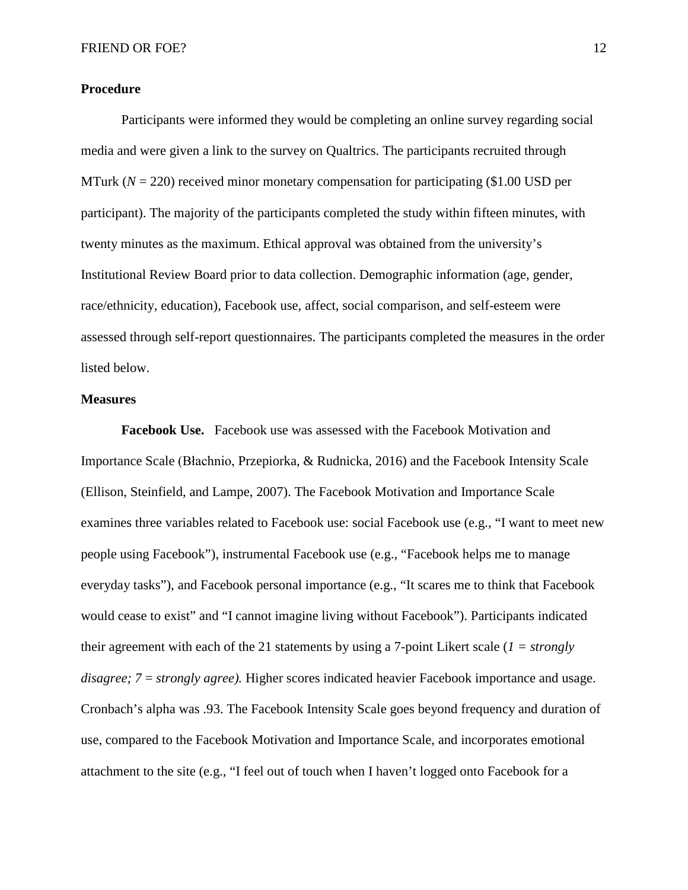## Procedure

Participants were informed they would be completing an online survey regarding social media and were given a link to the survey on Qualtrics. The participants recruited through MTurk ($N$ = 220) received minor monetary compensation for participating ($1.00 USD per participant). The majority of the participants completed the study within fifteen minutes, with twenty minutes as the maximum. Ethical approval was obtained from the university's Institutional Review Board prior to data collection. Demographic information (age, gender, race/ethnicity, education), Facebook use, affect, social comparison, and self-esteem were assessed through self-report questionnaires. The participants completed the measures in the order listed below.

## Measures

**Facebook Use.** Facebook use was assessed with the Facebook Motivation and Importance Scale (Błachnio, Przepiorka, & Rudnicka, 2016) and the Facebook Intensity Scale (Ellison, Steinfield, and Lampe, 2007). The Facebook Motivation and Importance Scale examines three variables related to Facebook use: social Facebook use (e.g., "I want to meet new people using Facebook"), instrumental Facebook use (e.g., "Facebook helps me to manage everyday tasks"), and Facebook personal importance (e.g., "It scares me to think that Facebook would cease to exist" and "I cannot imagine living without Facebook"). Participants indicated their agreement with each of the 21 statements by using a 7-point Likert scale (*1 = strongly disagree; 7 = strongly agree).* Higher scores indicated heavier Facebook importance and usage. Cronbach's alpha was .93. The Facebook Intensity Scale goes beyond frequency and duration of use, compared to the Facebook Motivation and Importance Scale, and incorporates emotional attachment to the site (e.g., "I feel out of touch when I haven't logged onto Facebook for a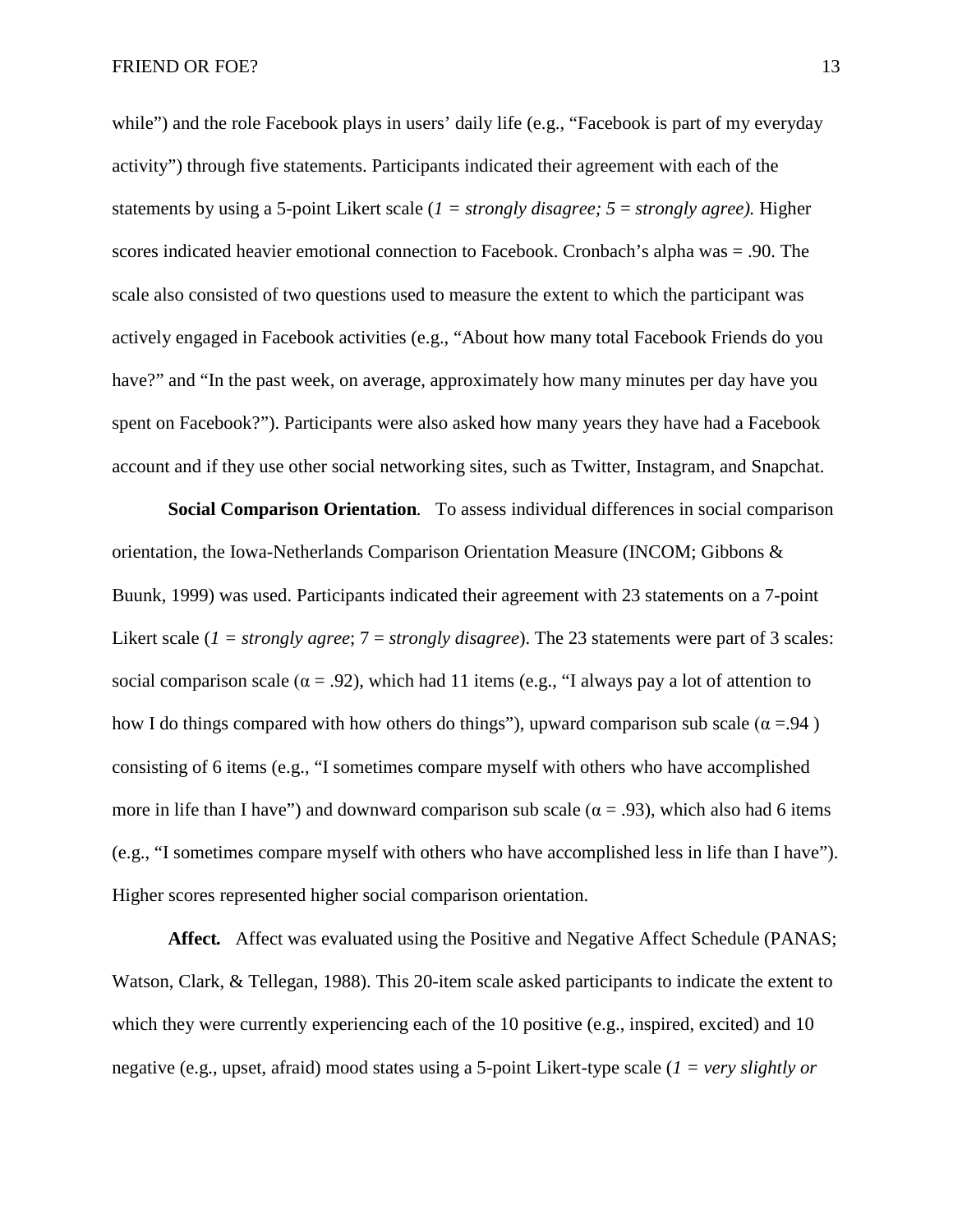while") and the role Facebook plays in users' daily life (e.g., "Facebook is part of my everyday activity") through five statements. Participants indicated their agreement with each of the statements by using a 5-point Likert scale (*1 = strongly disagree; 5 = strongly agree).* Higher scores indicated heavier emotional connection to Facebook. Cronbach's alpha was = .90. The scale also consisted of two questions used to measure the extent to which the participant was actively engaged in Facebook activities (e.g., "About how many total Facebook Friends do you have?" and "In the past week, on average, approximately how many minutes per day have you spent on Facebook?"). Participants were also asked how many years they have had a Facebook account and if they use other social networking sites, such as Twitter, Instagram, and Snapchat.

**Social Comparison Orientation***.* To assess individual differences in social comparison orientation, the Iowa-Netherlands Comparison Orientation Measure (INCOM; Gibbons & Buunk, 1999) was used. Participants indicated their agreement with 23 statements on a 7-point Likert scale (*1 = strongly agree*; 7 = *strongly disagree*). The 23 statements were part of 3 scales: social comparison scale ($\alpha = .92$), which had 11 items (e.g., "I always pay a lot of attention to how I do things compared with how others do things"), upward comparison sub scale ($\alpha = .94$) consisting of 6 items (e.g., "I sometimes compare myself with others who have accomplished more in life than I have") and downward comparison sub scale ($\alpha = .93$), which also had 6 items (e.g., "I sometimes compare myself with others who have accomplished less in life than I have"). Higher scores represented higher social comparison orientation.

**Affect.** Affect was evaluated using the Positive and Negative Affect Schedule (PANAS; Watson, Clark, & Tellegan, 1988). This 20-item scale asked participants to indicate the extent to which they were currently experiencing each of the 10 positive (e.g., inspired, excited) and 10 negative (e.g., upset, afraid) mood states using a 5-point Likert-type scale (*1 = very slightly or*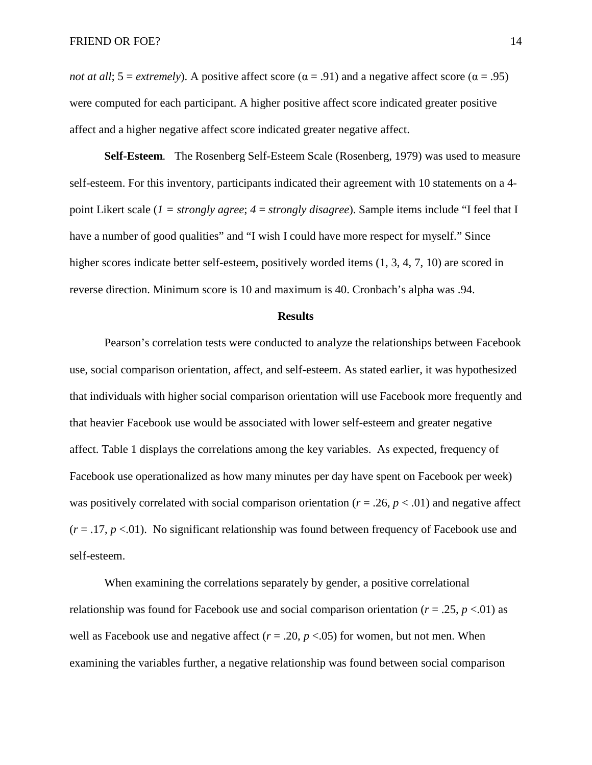*not at all*; 5 = *extremely*). A positive affect score ($\alpha = .91$) and a negative affect score ($\alpha = .95$) were computed for each participant. A higher positive affect score indicated greater positive affect and a higher negative affect score indicated greater negative affect.

**Self-Esteem***.* The Rosenberg Self-Esteem Scale (Rosenberg, 1979) was used to measure self-esteem. For this inventory, participants indicated their agreement with 10 statements on a 4-point Likert scale (*1 = strongly agree*; *4 = strongly disagree*). Sample items include "I feel that I have a number of good qualities" and "I wish I could have more respect for myself." Since higher scores indicate better self-esteem, positively worded items (1, 3, 4, 7, 10) are scored in reverse direction. Minimum score is 10 and maximum is 40. Cronbach's alpha was .94.

## Results

Pearson's correlation tests were conducted to analyze the relationships between Facebook use, social comparison orientation, affect, and self-esteem. As stated earlier, it was hypothesized that individuals with higher social comparison orientation will use Facebook more frequently and that heavier Facebook use would be associated with lower self-esteem and greater negative affect. Table 1 displays the correlations among the key variables. As expected, frequency of Facebook use operationalized as how many minutes per day have spent on Facebook per week) was positively correlated with social comparison orientation ($r = .26$, $p < .01$) and negative affect ($r = .17$, $p <.01$). No significant relationship was found between frequency of Facebook use and self-esteem.

When examining the correlations separately by gender, a positive correlational relationship was found for Facebook use and social comparison orientation ($r = .25$, $p <.01$) as well as Facebook use and negative affect ($r = .20$, $p <.05$) for women, but not men. When examining the variables further, a negative relationship was found between social comparison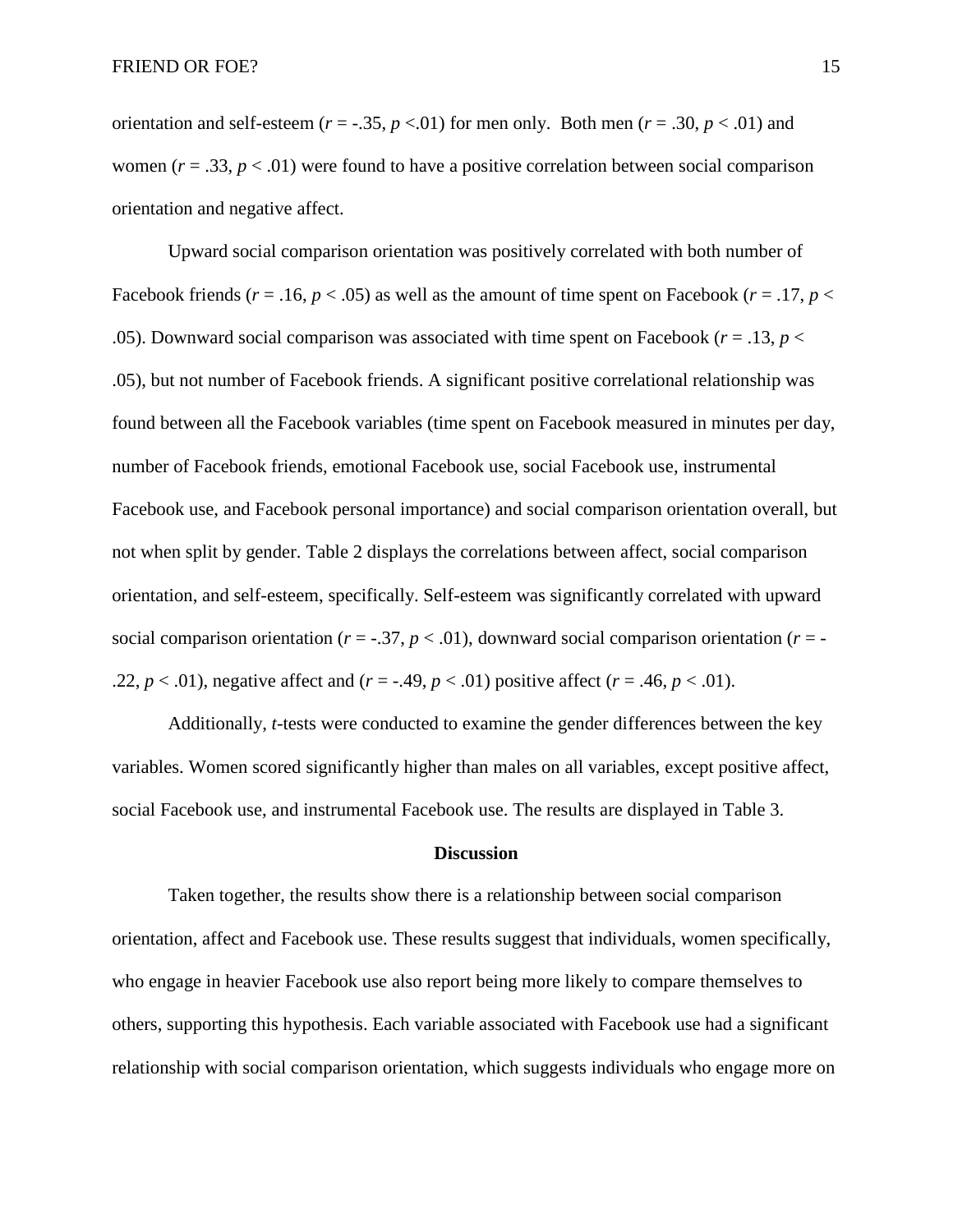orientation and self-esteem ($r = -.35$, $p < .01$) for men only. Both men ($r = .30$, $p < .01$) and women ($r = .33$, $p < .01$) were found to have a positive correlation between social comparison orientation and negative affect.

Upward social comparison orientation was positively correlated with both number of Facebook friends ($r = .16$, $p < .05$) as well as the amount of time spent on Facebook ($r = .17$, $p < .05$). Downward social comparison was associated with time spent on Facebook ($r = .13$, $p < .05$), but not number of Facebook friends. A significant positive correlational relationship was found between all the Facebook variables (time spent on Facebook measured in minutes per day, number of Facebook friends, emotional Facebook use, social Facebook use, instrumental Facebook use, and Facebook personal importance) and social comparison orientation overall, but not when split by gender. Table 2 displays the correlations between affect, social comparison orientation, and self-esteem, specifically. Self-esteem was significantly correlated with upward social comparison orientation ($r = -.37$, $p < .01$), downward social comparison orientation ($r = -.22$, $p < .01$), negative affect and ($r = -.49$, $p < .01$) positive affect ($r = .46$, $p < .01$).

Additionally, *t*-tests were conducted to examine the gender differences between the key variables. Women scored significantly higher than males on all variables, except positive affect, social Facebook use, and instrumental Facebook use. The results are displayed in Table 3.

## Discussion

Taken together, the results show there is a relationship between social comparison orientation, affect and Facebook use. These results suggest that individuals, women specifically, who engage in heavier Facebook use also report being more likely to compare themselves to others, supporting this hypothesis. Each variable associated with Facebook use had a significant relationship with social comparison orientation, which suggests individuals who engage more on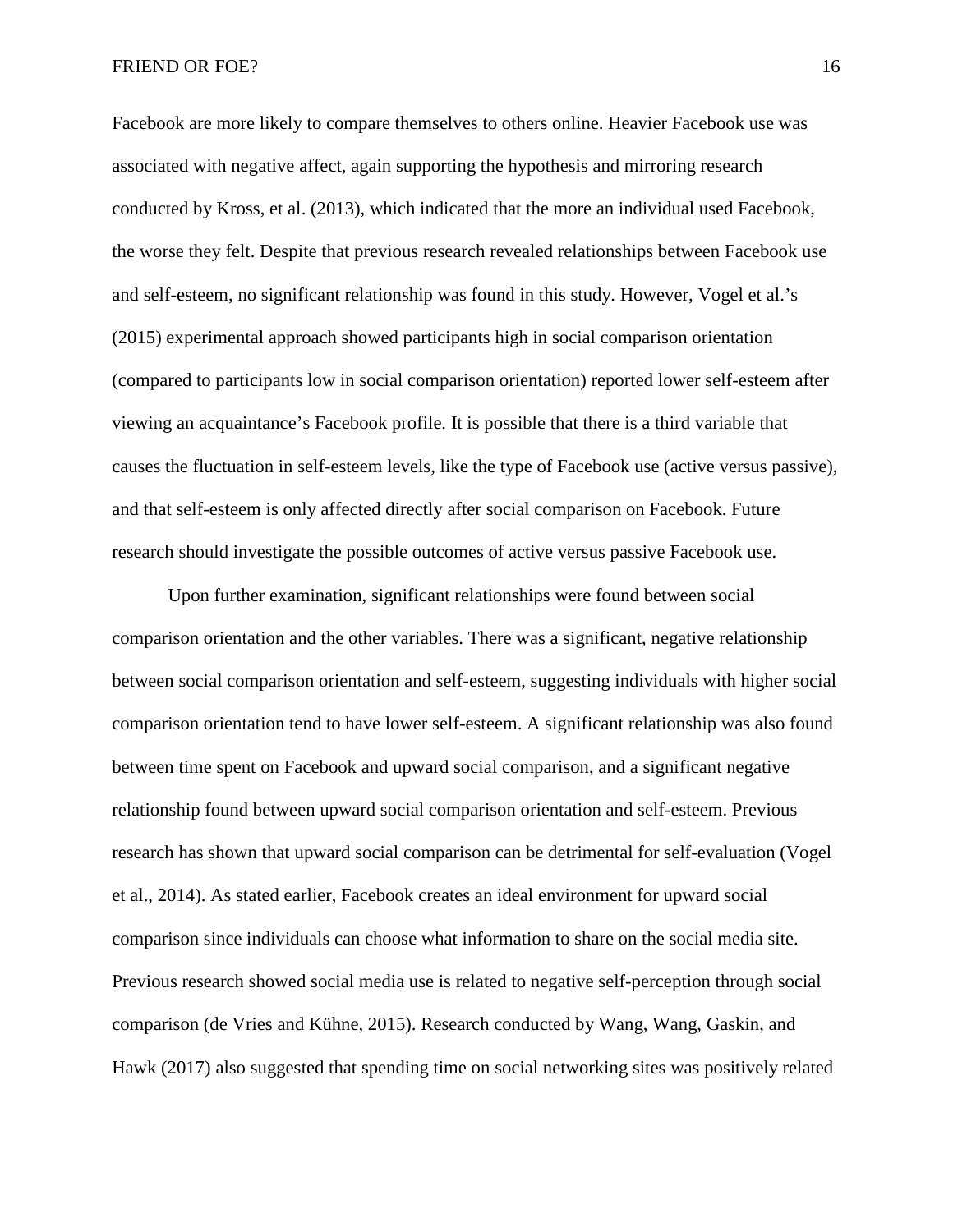Facebook are more likely to compare themselves to others online. Heavier Facebook use was associated with negative affect, again supporting the hypothesis and mirroring research conducted by Kross, et al. (2013), which indicated that the more an individual used Facebook, the worse they felt. Despite that previous research revealed relationships between Facebook use and self-esteem, no significant relationship was found in this study. However, Vogel et al.'s (2015) experimental approach showed participants high in social comparison orientation (compared to participants low in social comparison orientation) reported lower self-esteem after viewing an acquaintance's Facebook profile. It is possible that there is a third variable that causes the fluctuation in self-esteem levels, like the type of Facebook use (active versus passive), and that self-esteem is only affected directly after social comparison on Facebook. Future research should investigate the possible outcomes of active versus passive Facebook use.

Upon further examination, significant relationships were found between social comparison orientation and the other variables. There was a significant, negative relationship between social comparison orientation and self-esteem, suggesting individuals with higher social comparison orientation tend to have lower self-esteem. A significant relationship was also found between time spent on Facebook and upward social comparison, and a significant negative relationship found between upward social comparison orientation and self-esteem. Previous research has shown that upward social comparison can be detrimental for self-evaluation (Vogel et al., 2014). As stated earlier, Facebook creates an ideal environment for upward social comparison since individuals can choose what information to share on the social media site. Previous research showed social media use is related to negative self-perception through social comparison (de Vries and Kühne, 2015). Research conducted by Wang, Wang, Gaskin, and Hawk (2017) also suggested that spending time on social networking sites was positively related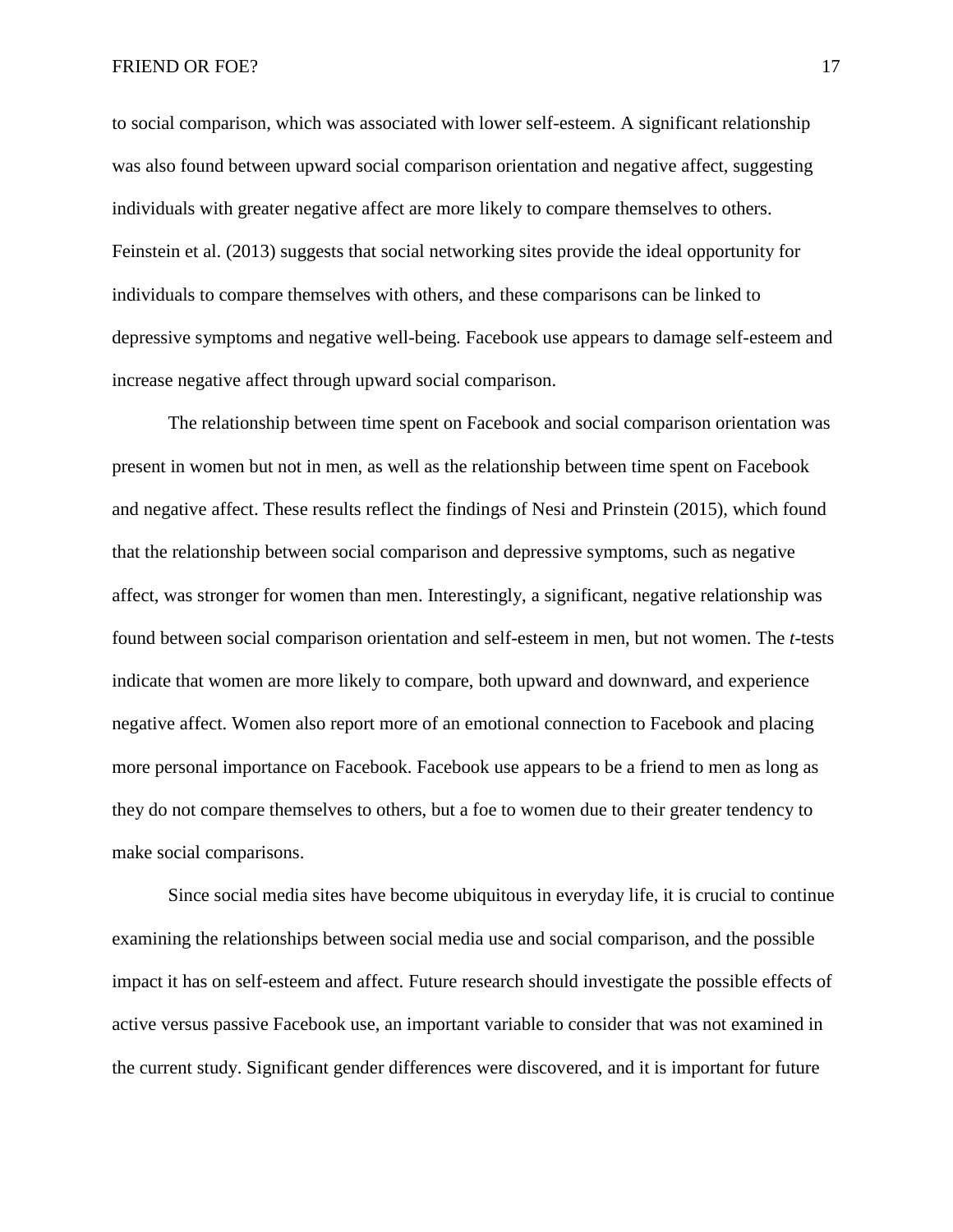to social comparison, which was associated with lower self-esteem. A significant relationship was also found between upward social comparison orientation and negative affect, suggesting individuals with greater negative affect are more likely to compare themselves to others. Feinstein et al. (2013) suggests that social networking sites provide the ideal opportunity for individuals to compare themselves with others, and these comparisons can be linked to depressive symptoms and negative well-being. Facebook use appears to damage self-esteem and increase negative affect through upward social comparison.

The relationship between time spent on Facebook and social comparison orientation was present in women but not in men, as well as the relationship between time spent on Facebook and negative affect. These results reflect the findings of Nesi and Prinstein (2015), which found that the relationship between social comparison and depressive symptoms, such as negative affect, was stronger for women than men. Interestingly, a significant, negative relationship was found between social comparison orientation and self-esteem in men, but not women. The *t*-tests indicate that women are more likely to compare, both upward and downward, and experience negative affect. Women also report more of an emotional connection to Facebook and placing more personal importance on Facebook. Facebook use appears to be a friend to men as long as they do not compare themselves to others, but a foe to women due to their greater tendency to make social comparisons.

Since social media sites have become ubiquitous in everyday life, it is crucial to continue examining the relationships between social media use and social comparison, and the possible impact it has on self-esteem and affect. Future research should investigate the possible effects of active versus passive Facebook use, an important variable to consider that was not examined in the current study. Significant gender differences were discovered, and it is important for future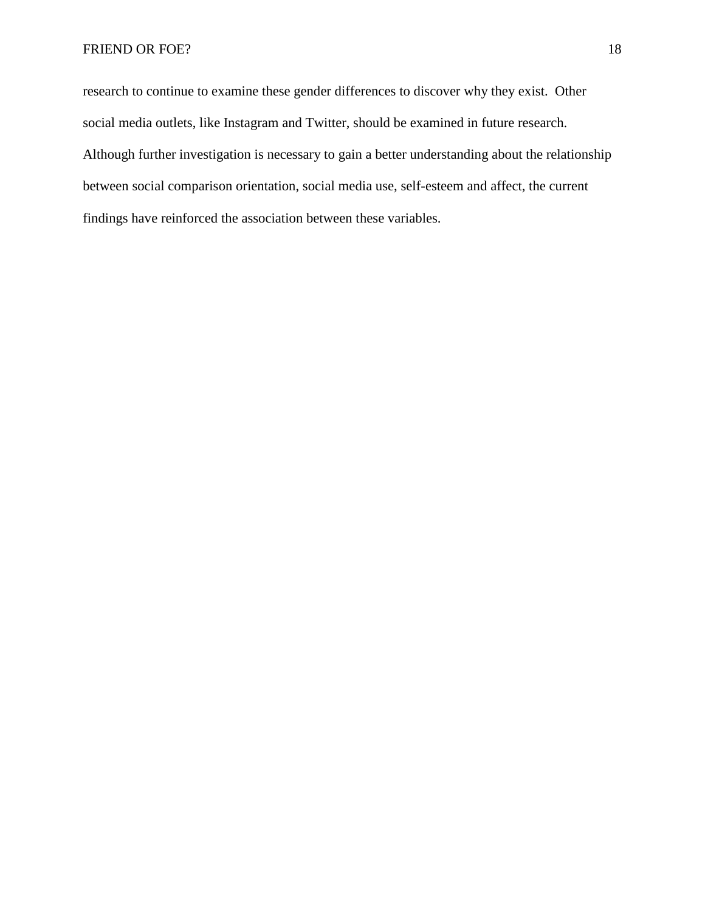research to continue to examine these gender differences to discover why they exist. Other social media outlets, like Instagram and Twitter, should be examined in future research. Although further investigation is necessary to gain a better understanding about the relationship between social comparison orientation, social media use, self-esteem and affect, the current findings have reinforced the association between these variables.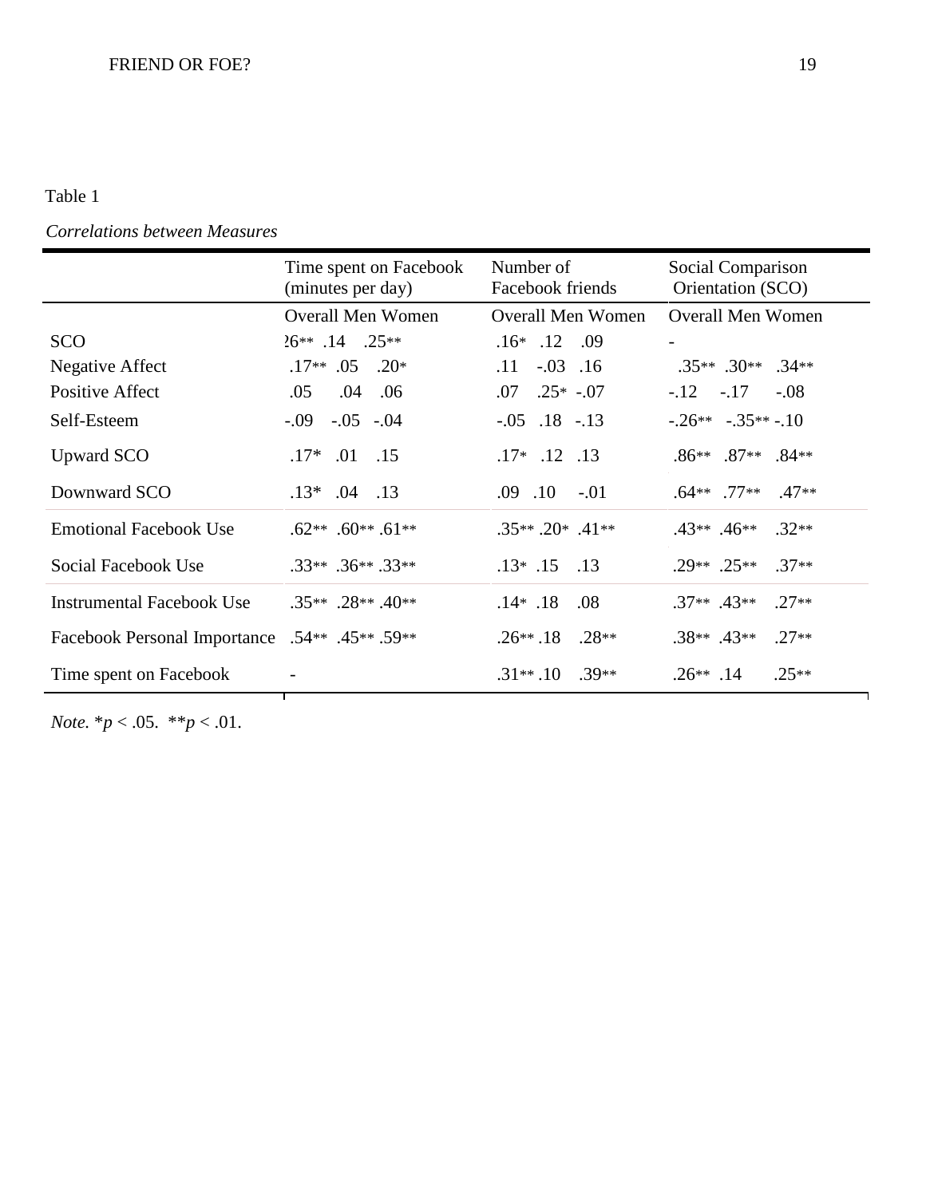Table 1

*Correlations between Measures*

| | Time spent on Facebook (minutes per day) | | | Number of Facebook friends | | | Social Comparison Orientation (SCO) | | |
|---|---|---|---|---|---|---|---|---|---|
| | Overall | Men | Women | Overall | Men | Women | Overall | Men | Women |
| SCO | .26** | .14 | .25** | .16* | .12 | .09 | - | | |
| Negative Affect | .17** | .05 | .20* | .11 | -.03 | .16 | .35** | .30** | .34** |
| Positive Affect | .05 | .04 | .06 | .07 | .25* | -.07 | -.12 | -.17 | -.08 |
| Self-Esteem | -.09 | -.05 | -.04 | -.05 | .18 | -.13 | -.26** | -.35** | -.10 |
| Upward SCO | .17* | .01 | .15 | .17* | .12 | .13 | .86** | .87** | .84** |
| Downward SCO | .13* | .04 | .13 | .09 | .10 | -.01 | .64** | .77** | .47** |
| Emotional Facebook Use | .62** | .60** | .61** | .35** | .20* | .41** | .43** | .46** | .32** |
| Social Facebook Use | .33** | .36** | .33** | .13* | .15 | .13 | .29** | .25** | .37** |
| Instrumental Facebook Use | .35** | .28** | .40** | .14* | .18 | .08 | .37** | .43** | .27** |
| Facebook Personal Importance | .54** | .45** | .59** | .26** | .18 | .28** | .38** | .43** | .27** |
| Time spent on Facebook | - | | | .31** | .10 | .39** | .26** | .14 | .25** |

*Note.* \*$p < .05$. \*\*$p < .01$.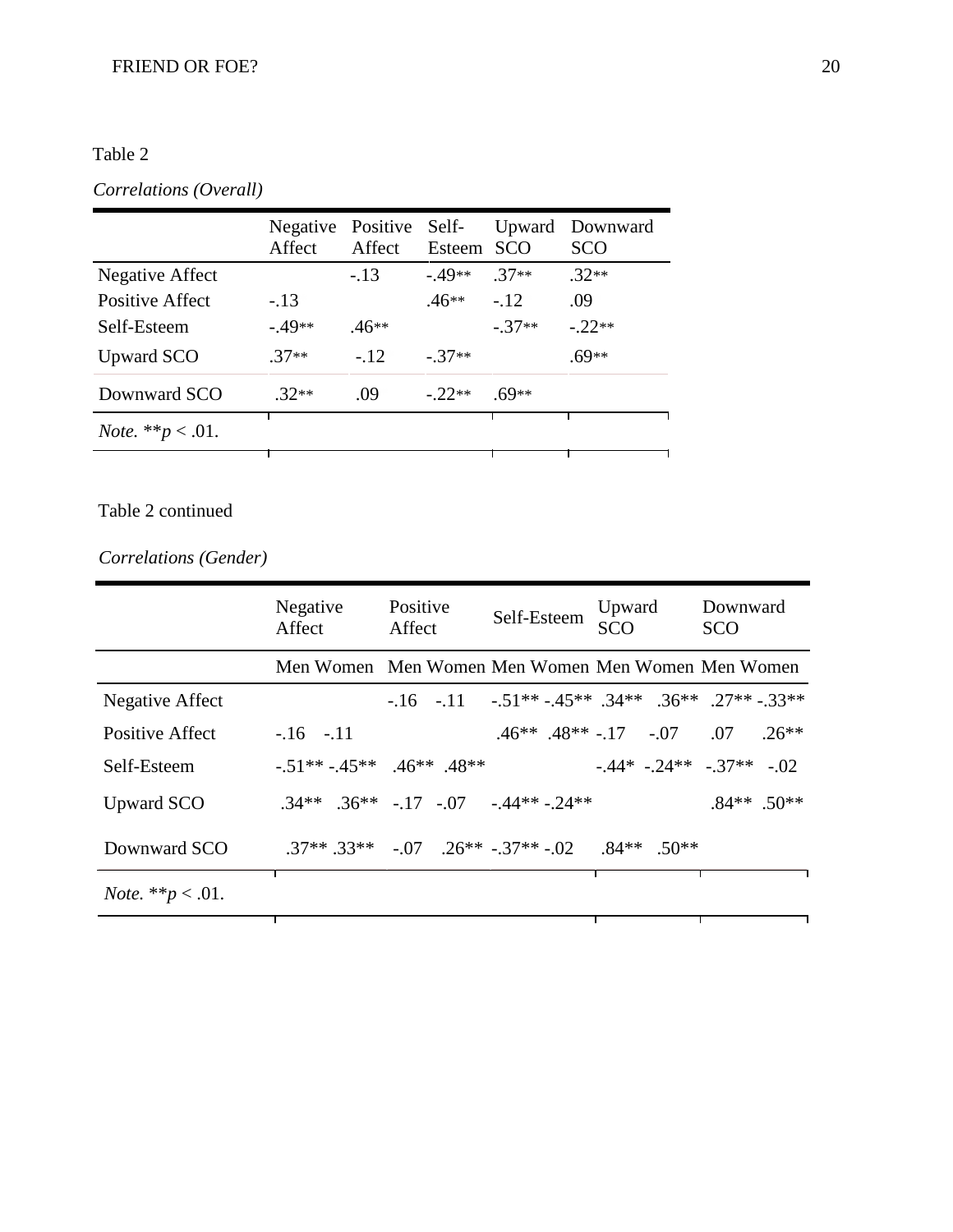Table 2

*Correlations (Overall)*

| | Negative Affect | Positive Affect | Self-Esteem | Upward SCO | Downward SCO |
|---|---|---|---|---|---|
| Negative Affect | | -.13 | -.49** | .37** | .32** |
| Positive Affect | -.13 | | .46** | -.12 | .09 |
| Self-Esteem | -.49** | .46** | | -.37** | -.22** |
| Upward SCO | .37** | -.12 | -.37** | | .69** |
| Downward SCO | .32** | .09 | -.22** | .69** | |

*Note.* **$p$ < .01.

Table 2 continued

*Correlations (Gender)*

| | Negative Affect | | Positive Affect | | Self-Esteem | | Upward SCO | | Downward SCO | |
|---|---|---|---|---|---|---|---|---|---|---|
| | Men | Women | Men | Women | Men | Women | Men | Women | Men | Women |
| Negative Affect | | | -.16 | -.11 | -.51** | -.45** | .34** | .36** | .27** | -.33** |
| Positive Affect | -.16 | -.11 | | | .46** | .48** | -.17 | -.07 | .07 | .26** |
| Self-Esteem | -.51** | -.45** | .46** | .48** | | | -.44* | -.24** | -.37** | -.02 |
| Upward SCO | .34** | .36** | -.17 | -.07 | -.44** | -.24** | | | .84** | .50** |
| Downward SCO | .37** | .33** | -.07 | .26** | -.37** | -.02 | .84** | .50** | | |

*Note.* **$p$ < .01.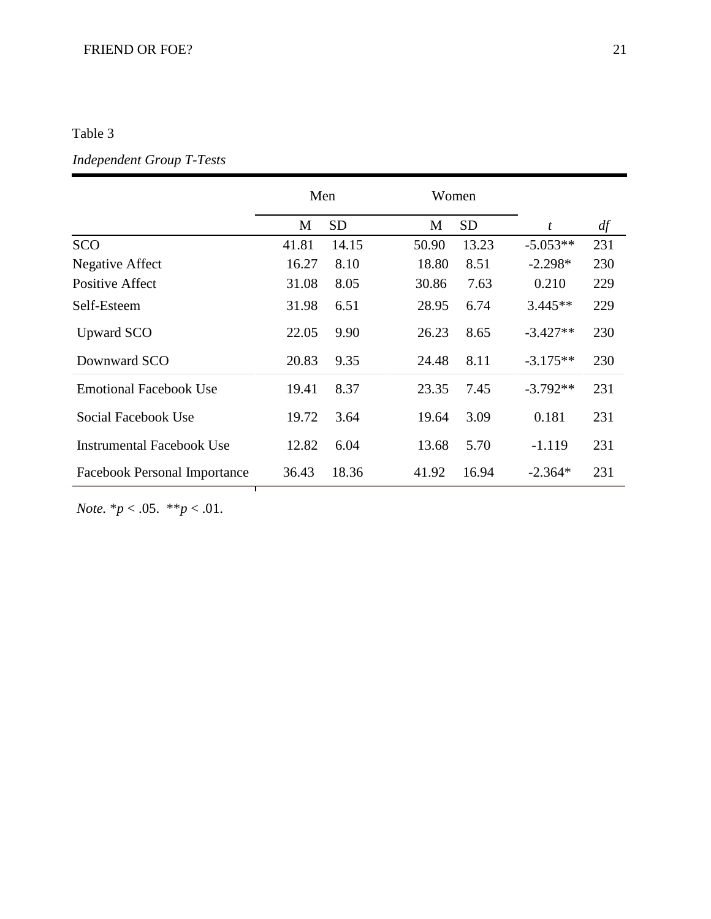Table 3

*Independent Group T-Tests*

| | Men | | Women | | | |
|---|---|---|---|---|---|---|
| | M | SD | M | SD | *t* | *df* |
| SCO | 41.81 | 14.15 | 50.90 | 13.23 | -5.053** | 231 |
| Negative Affect | 16.27 | 8.10 | 18.80 | 8.51 | -2.298* | 230 |
| Positive Affect | 31.08 | 8.05 | 30.86 | 7.63 | 0.210 | 229 |
| Self-Esteem | 31.98 | 6.51 | 28.95 | 6.74 | 3.445** | 229 |
| Upward SCO | 22.05 | 9.90 | 26.23 | 8.65 | -3.427** | 230 |
| Downward SCO | 20.83 | 9.35 | 24.48 | 8.11 | -3.175** | 230 |
| Emotional Facebook Use | 19.41 | 8.37 | 23.35 | 7.45 | -3.792** | 231 |
| Social Facebook Use | 19.72 | 3.64 | 19.64 | 3.09 | 0.181 | 231 |
| Instrumental Facebook Use | 12.82 | 6.04 | 13.68 | 5.70 | -1.119 | 231 |
| Facebook Personal Importance | 36.43 | 18.36 | 41.92 | 16.94 | -2.364* | 231 |

*Note.* *$p < .05$. **$p < .01$.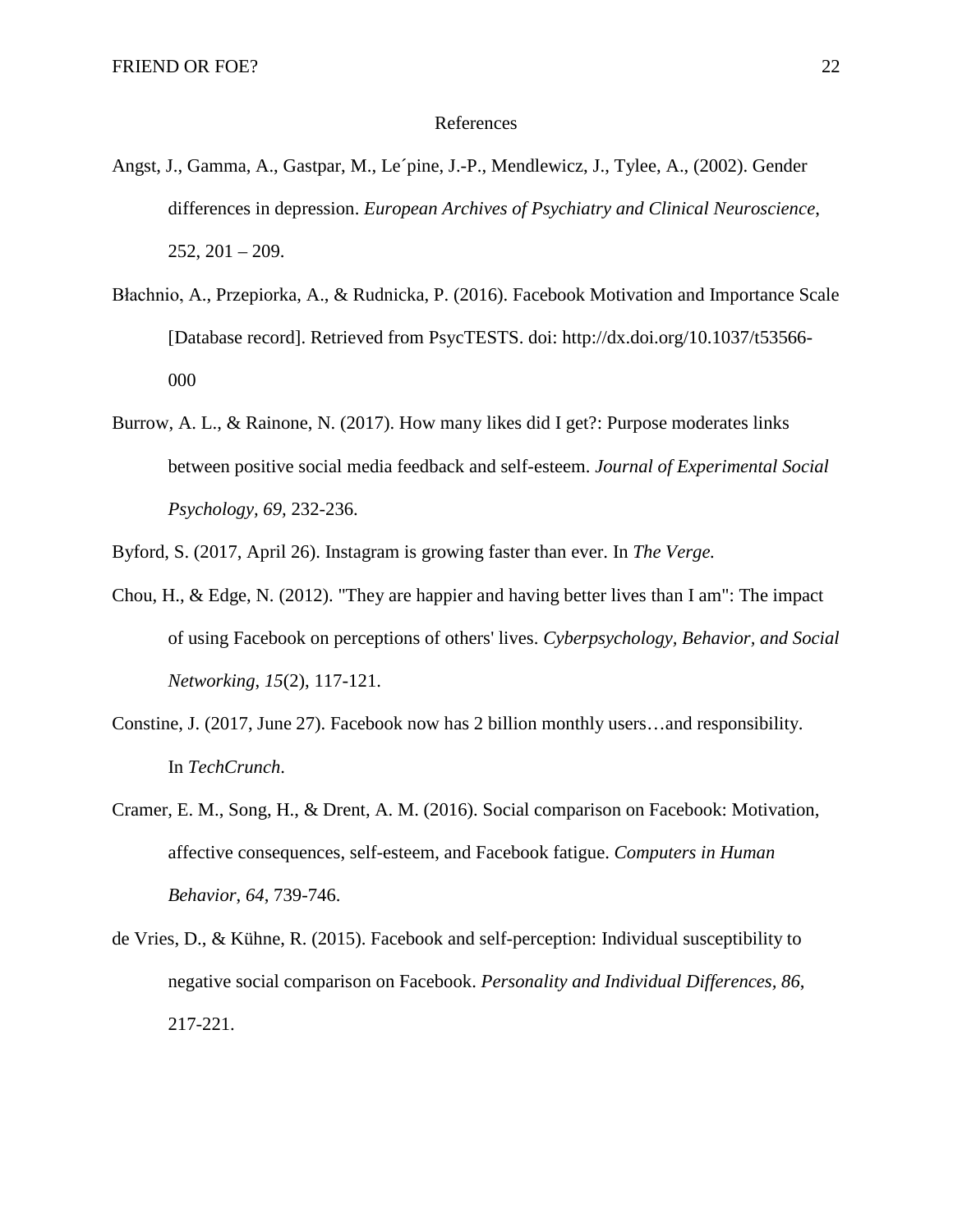# References

Angst, J., Gamma, A., Gastpar, M., Le´pine, J.-P., Mendlewicz, J., Tylee, A., (2002). Gender differences in depression. *European Archives of Psychiatry and Clinical Neuroscience*, 252, 201 – 209.

Błachnio, A., Przepiorka, A., & Rudnicka, P. (2016). Facebook Motivation and Importance Scale [Database record]. Retrieved from PsycTESTS. doi: http://dx.doi.org/10.1037/t53566-000

Burrow, A. L., & Rainone, N. (2017). How many likes did I get?: Purpose moderates links between positive social media feedback and self-esteem. *Journal of Experimental Social Psychology, 69,* 232-236.

Byford, S. (2017, April 26). Instagram is growing faster than ever. In *The Verge.*

Chou, H., & Edge, N. (2012). "They are happier and having better lives than I am": The impact of using Facebook on perceptions of others' lives. *Cyberpsychology, Behavior, and Social Networking*, *15*(2), 117-121.

Constine, J. (2017, June 27). Facebook now has 2 billion monthly users…and responsibility. In *TechCrunch*.

Cramer, E. M., Song, H., & Drent, A. M. (2016). Social comparison on Facebook: Motivation, affective consequences, self-esteem, and Facebook fatigue. *Computers in Human Behavior*, *64*, 739-746.

de Vries, D., & Kühne, R. (2015). Facebook and self-perception: Individual susceptibility to negative social comparison on Facebook. *Personality and Individual Differences*, *86*, 217-221.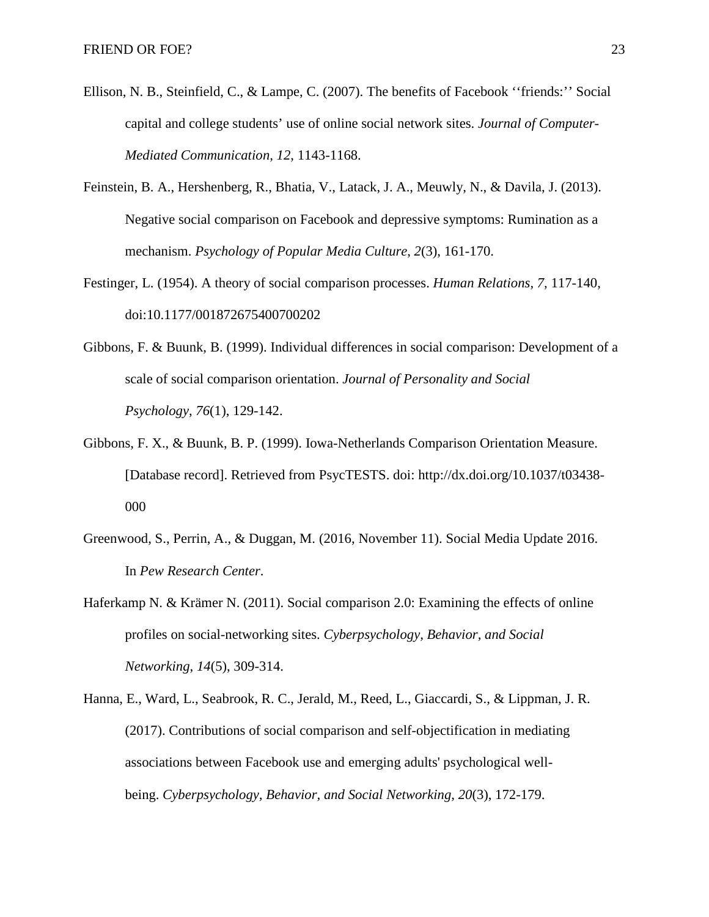Ellison, N. B., Steinfield, C., & Lampe, C. (2007). The benefits of Facebook ‘‘friends:’’ Social capital and college students’ use of online social network sites. *Journal of Computer-Mediated Communication*, *12*, 1143-1168.

Feinstein, B. A., Hershenberg, R., Bhatia, V., Latack, J. A., Meuwly, N., & Davila, J. (2013). Negative social comparison on Facebook and depressive symptoms: Rumination as a mechanism. *Psychology of Popular Media Culture*, *2*(3), 161-170.

Festinger, L. (1954). A theory of social comparison processes. *Human Relations*, *7*, 117-140, doi:10.1177/001872675400700202

Gibbons, F. & Buunk, B. (1999). Individual differences in social comparison: Development of a scale of social comparison orientation. *Journal of Personality and Social Psychology*, *76*(1), 129-142.

Gibbons, F. X., & Buunk, B. P. (1999). Iowa-Netherlands Comparison Orientation Measure. [Database record]. Retrieved from PsycTESTS. doi: http://dx.doi.org/10.1037/t03438-000

Greenwood, S., Perrin, A., & Duggan, M. (2016, November 11). Social Media Update 2016. In *Pew Research Center*.

Haferkamp N. & Krämer N. (2011). Social comparison 2.0: Examining the effects of online profiles on social-networking sites. *Cyberpsychology, Behavior, and Social Networking*, *14*(5), 309-314.

Hanna, E., Ward, L., Seabrook, R. C., Jerald, M., Reed, L., Giaccardi, S., & Lippman, J. R. (2017). Contributions of social comparison and self-objectification in mediating associations between Facebook use and emerging adults' psychological well-being. *Cyberpsychology, Behavior, and Social Networking*, *20*(3), 172-179.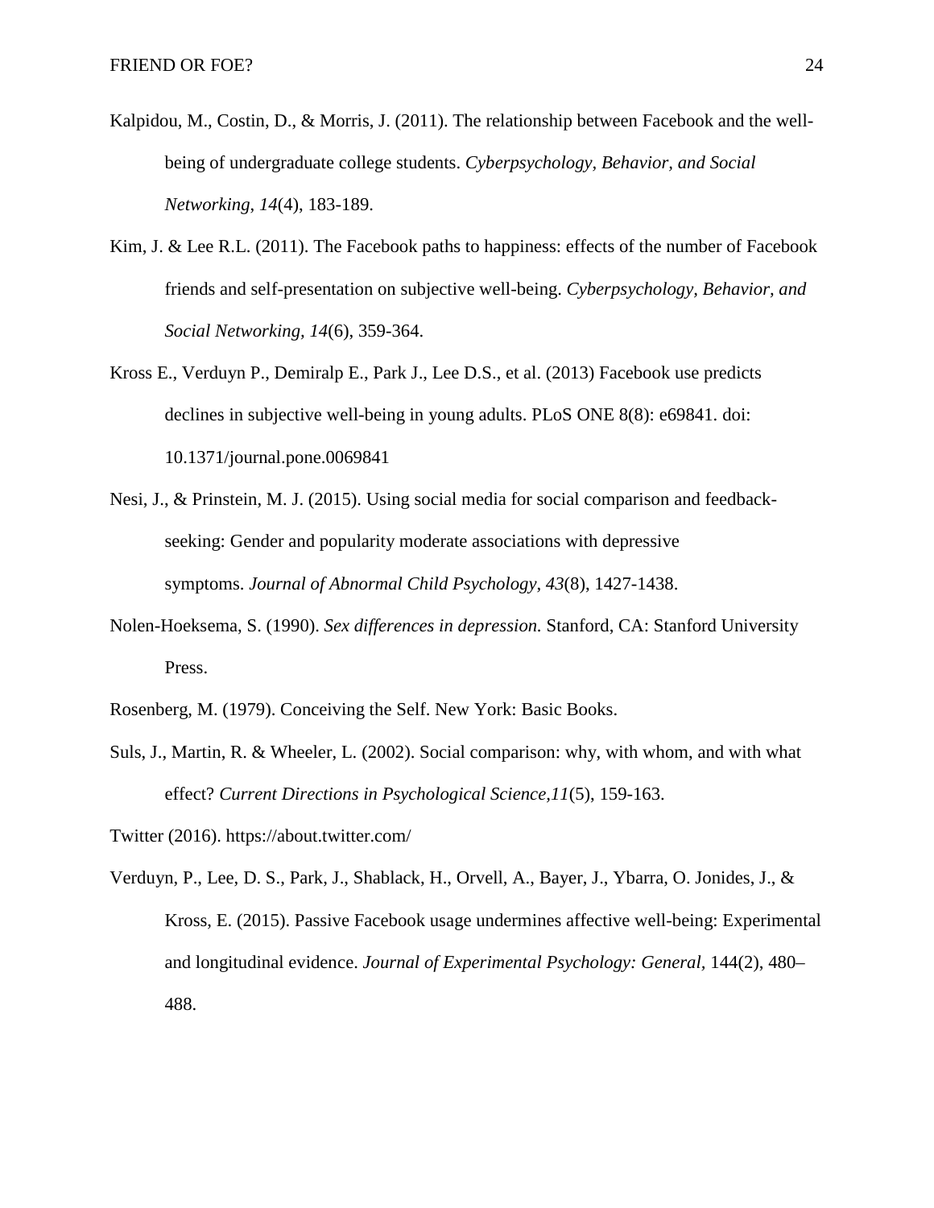Kalpidou, M., Costin, D., & Morris, J. (2011). The relationship between Facebook and the well-being of undergraduate college students. *Cyberpsychology, Behavior, and Social Networking*, *14*(4), 183-189.

Kim, J. & Lee R.L. (2011). The Facebook paths to happiness: effects of the number of Facebook friends and self-presentation on subjective well-being. *Cyberpsychology, Behavior, and Social Networking, 14*(6), 359-364.

Kross E., Verduyn P., Demiralp E., Park J., Lee D.S., et al. (2013) Facebook use predicts declines in subjective well-being in young adults. PLoS ONE 8(8): e69841. doi: 10.1371/journal.pone.0069841

Nesi, J., & Prinstein, M. J. (2015). Using social media for social comparison and feedback-seeking: Gender and popularity moderate associations with depressive symptoms. *Journal of Abnormal Child Psychology*, *43*(8), 1427-1438.

Nolen-Hoeksema, S. (1990). *Sex differences in depression.* Stanford, CA: Stanford University Press.

Rosenberg, M. (1979). Conceiving the Self. New York: Basic Books.

Suls, J., Martin, R. & Wheeler, L. (2002). Social comparison: why, with whom, and with what effect? *Current Directions in Psychological Science,11*(5), 159-163.

Twitter (2016). https://about.twitter.com/

Verduyn, P., Lee, D. S., Park, J., Shablack, H., Orvell, A., Bayer, J., Ybarra, O. Jonides, J., & Kross, E. (2015). Passive Facebook usage undermines affective well-being: Experimental and longitudinal evidence. *Journal of Experimental Psychology: General*, 144(2), 480–488.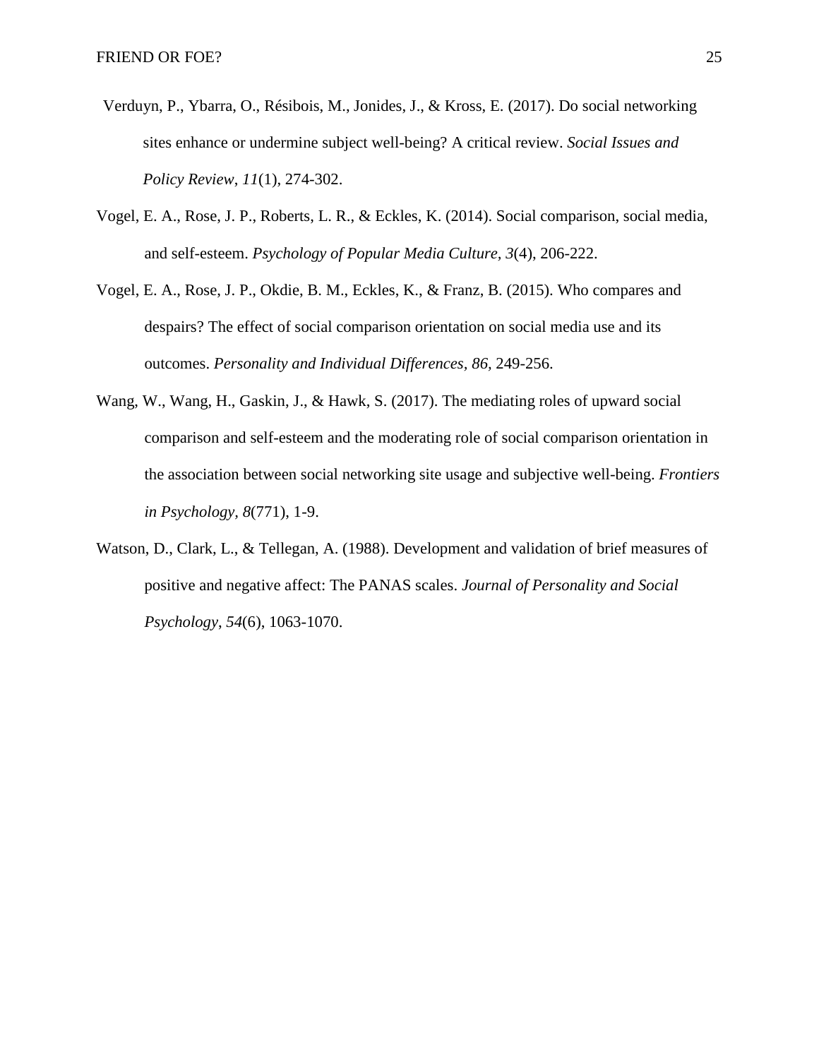Verduyn, P., Ybarra, O., Résibois, M., Jonides, J., & Kross, E. (2017). Do social networking sites enhance or undermine subject well-being? A critical review. *Social Issues and Policy Review*, *11*(1), 274-302.

Vogel, E. A., Rose, J. P., Roberts, L. R., & Eckles, K. (2014). Social comparison, social media, and self-esteem. *Psychology of Popular Media Culture, 3*(4), 206-222.

Vogel, E. A., Rose, J. P., Okdie, B. M., Eckles, K., & Franz, B. (2015). Who compares and despairs? The effect of social comparison orientation on social media use and its outcomes. *Personality and Individual Differences, 86*, 249-256.

Wang, W., Wang, H., Gaskin, J., & Hawk, S. (2017). The mediating roles of upward social comparison and self-esteem and the moderating role of social comparison orientation in the association between social networking site usage and subjective well-being. *Frontiers in Psychology, 8*(771), 1-9.

Watson, D., Clark, L., & Tellegan, A. (1988). Development and validation of brief measures of positive and negative affect: The PANAS scales. *Journal of Personality and Social Psychology*, *54*(6), 1063-1070.